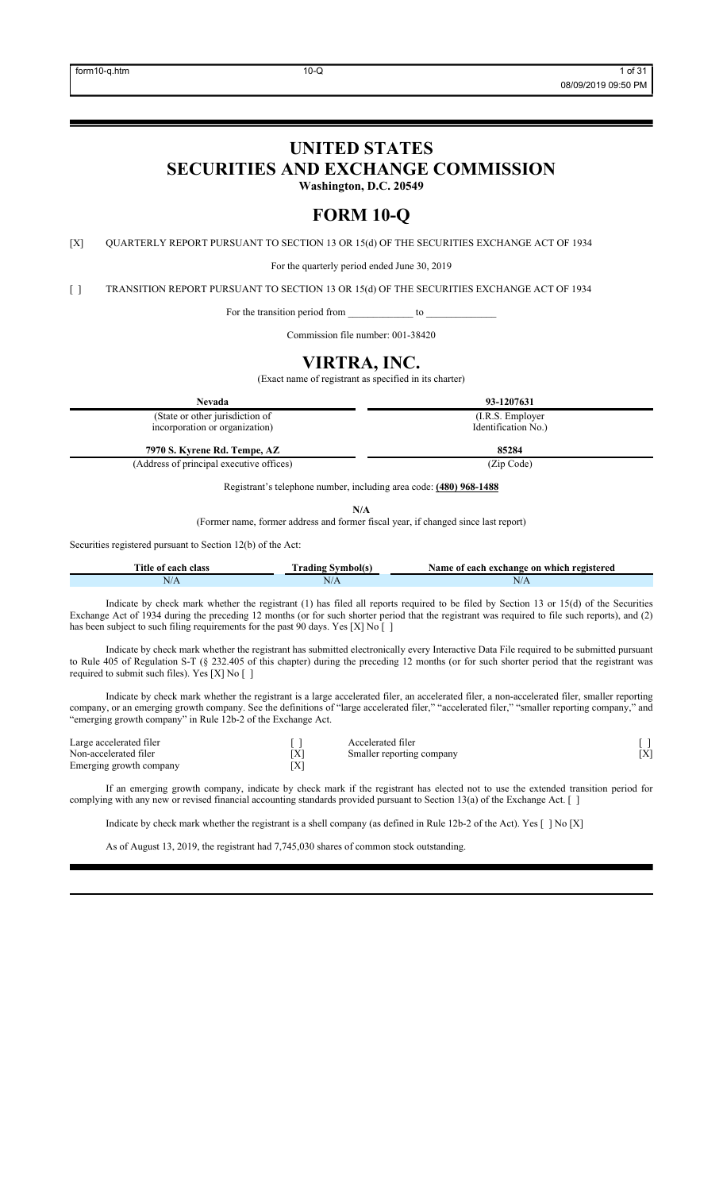# UNITED STATES
# SECURITIES AND EXCHANGE COMMISSION

**Washington, D.C. 20549**

# FORM 10-Q

[X] QUARTERLY REPORT PURSUANT TO SECTION 13 OR 15(d) OF THE SECURITIES EXCHANGE ACT OF 1934

For the quarterly period ended June 30, 2019

[ ] TRANSITION REPORT PURSUANT TO SECTION 13 OR 15(d) OF THE SECURITIES EXCHANGE ACT OF 1934

For the transition period from _____________ to _____________

Commission file number: 001-38420

# VIRTRA, INC.

(Exact name of registrant as specified in its charter)

| **Nevada** | **93-1207631** |
|---|---|
| (State or other jurisdiction of incorporation or organization) | (I.R.S. Employer Identification No.) |
| **7970 S. Kyrene Rd. Tempe, AZ** | **85284** |
| (Address of principal executive offices) | (Zip Code) |

Registrant's telephone number, including area code: **(480) 968-1488**

**N/A**

(Former name, former address and former fiscal year, if changed since last report)

Securities registered pursuant to Section 12(b) of the Act:

| Title of each class | Trading Symbol(s) | Name of each exchange on which registered |
|---|---|---|
| N/A | N/A | N/A |

Indicate by check mark whether the registrant (1) has filed all reports required to be filed by Section 13 or 15(d) of the Securities Exchange Act of 1934 during the preceding 12 months (or for such shorter period that the registrant was required to file such reports), and (2) has been subject to such filing requirements for the past 90 days. Yes [X] No [ ]

Indicate by check mark whether the registrant has submitted electronically every Interactive Data File required to be submitted pursuant to Rule 405 of Regulation S-T (§ 232.405 of this chapter) during the preceding 12 months (or for such shorter period that the registrant was required to submit such files). Yes [X] No [ ]

Indicate by check mark whether the registrant is a large accelerated filer, an accelerated filer, a non-accelerated filer, smaller reporting company, or an emerging growth company. See the definitions of "large accelerated filer," "accelerated filer," "smaller reporting company," and "emerging growth company" in Rule 12b-2 of the Exchange Act.

| | | | |
|---|---|---|---|
| Large accelerated filer | [ ] | Accelerated filer | [ ] |
| Non-accelerated filer | [X] | Smaller reporting company | [X] |
| Emerging growth company | [X] | | |

If an emerging growth company, indicate by check mark if the registrant has elected not to use the extended transition period for complying with any new or revised financial accounting standards provided pursuant to Section 13(a) of the Exchange Act. [ ]

Indicate by check mark whether the registrant is a shell company (as defined in Rule 12b-2 of the Act). Yes [ ] No [X]

As of August 13, 2019, the registrant had 7,745,030 shares of common stock outstanding.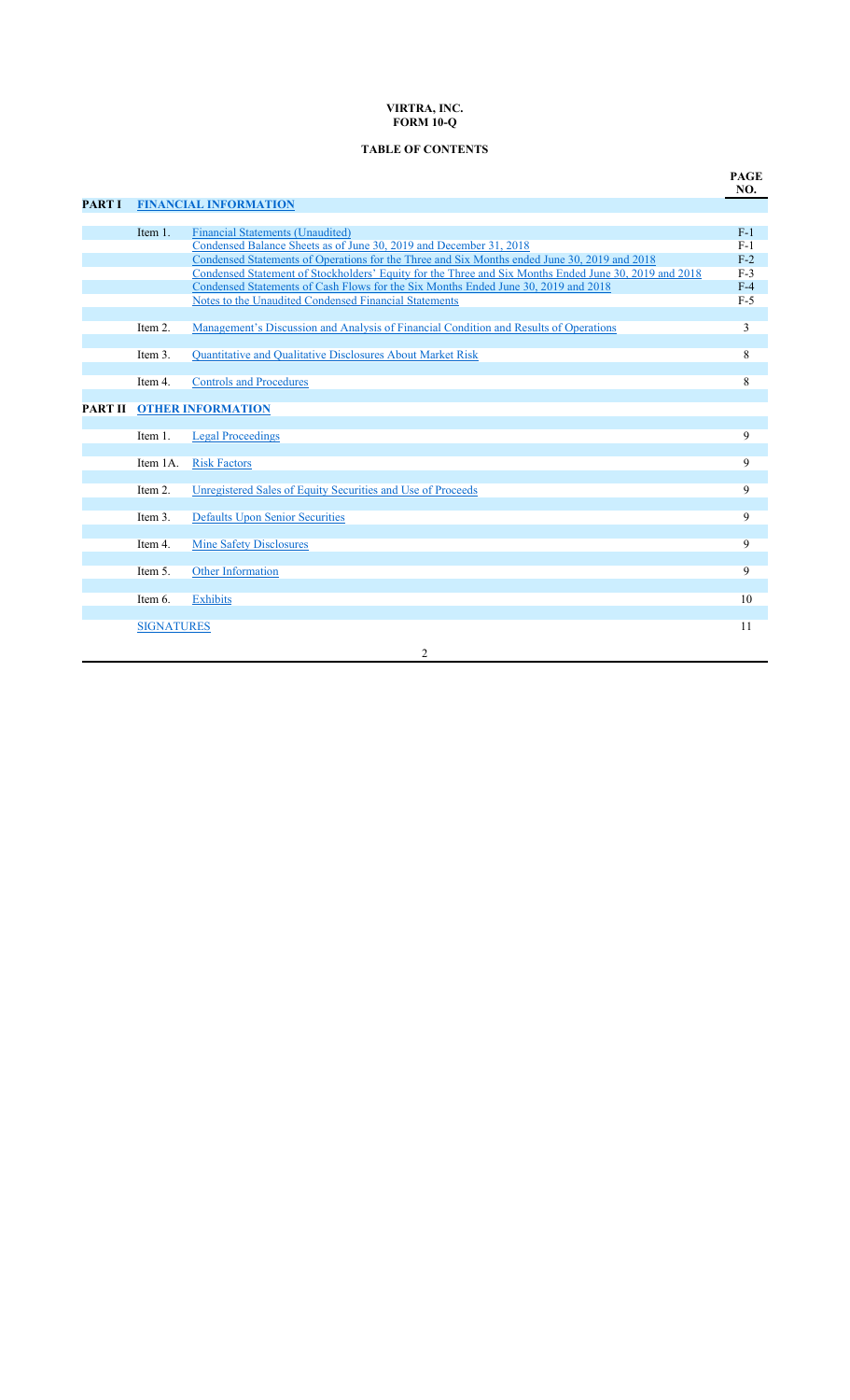**VIRTRA, INC.**
**FORM 10-Q**

**TABLE OF CONTENTS**

| | | | PAGE NO. |
|---|---|---|---|
| **PART I** | **FINANCIAL INFORMATION** | | |
| | Item 1. | Financial Statements (Unaudited) | F-1 |
| | | Condensed Balance Sheets as of June 30, 2019 and December 31, 2018 | F-1 |
| | | Condensed Statements of Operations for the Three and Six Months ended June 30, 2019 and 2018 | F-2 |
| | | Condensed Statement of Stockholders' Equity for the Three and Six Months Ended June 30, 2019 and 2018 | F-3 |
| | | Condensed Statements of Cash Flows for the Six Months Ended June 30, 2019 and 2018 | F-4 |
| | | Notes to the Unaudited Condensed Financial Statements | F-5 |
| | Item 2. | Management's Discussion and Analysis of Financial Condition and Results of Operations | 3 |
| | Item 3. | Quantitative and Qualitative Disclosures About Market Risk | 8 |
| | Item 4. | Controls and Procedures | 8 |
| **PART II** | **OTHER INFORMATION** | | |
| | Item 1. | Legal Proceedings | 9 |
| | Item 1A. | Risk Factors | 9 |
| | Item 2. | Unregistered Sales of Equity Securities and Use of Proceeds | 9 |
| | Item 3. | Defaults Upon Senior Securities | 9 |
| | Item 4. | Mine Safety Disclosures | 9 |
| | Item 5. | Other Information | 9 |
| | Item 6. | Exhibits | 10 |
| | SIGNATURES | | 11 |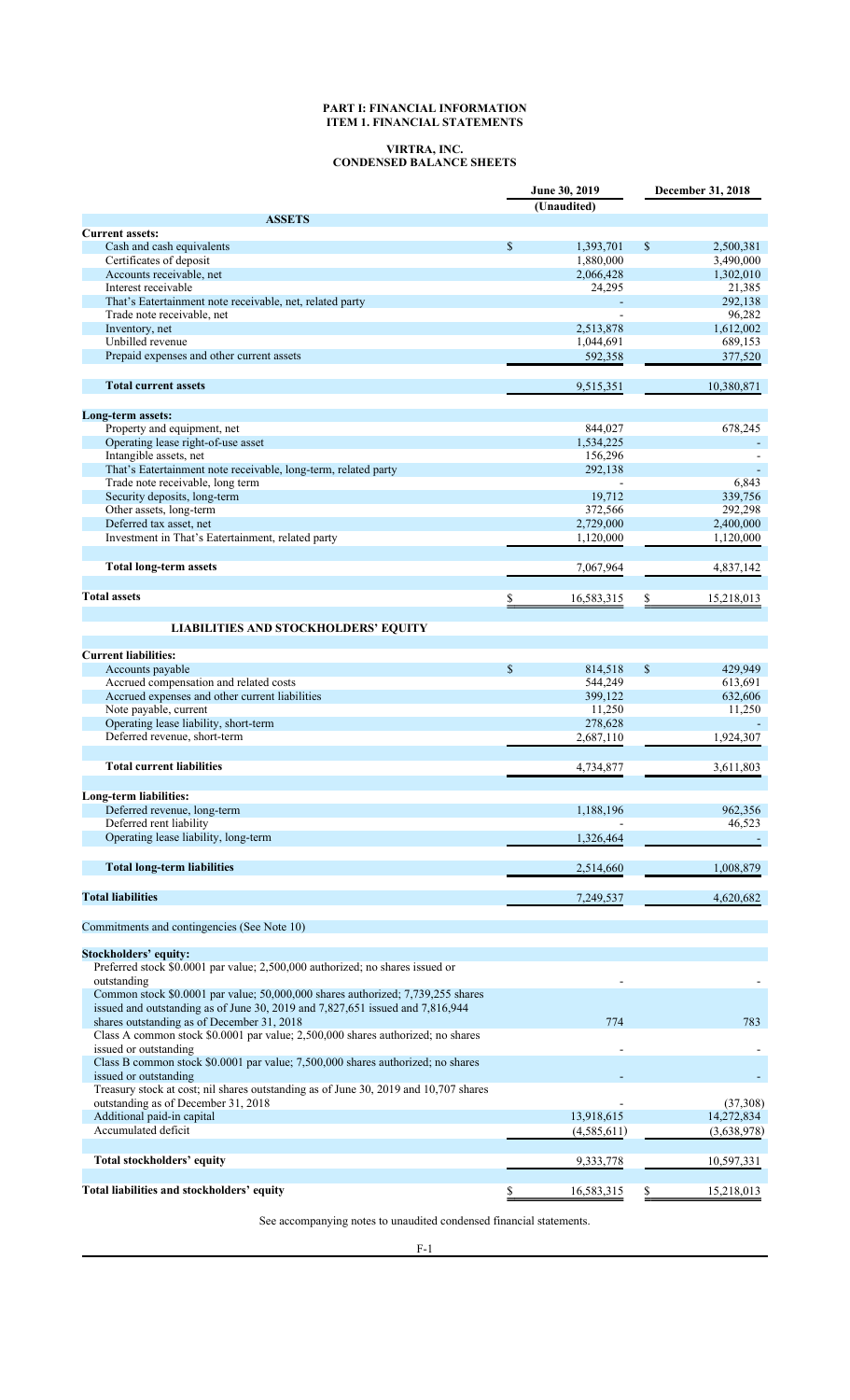**PART I: FINANCIAL INFORMATION**
**ITEM 1. FINANCIAL STATEMENTS**

**VIRTRA, INC.**
**CONDENSED BALANCE SHEETS**

| | June 30, 2019 | December 31, 2018 |
|---|---|---|
| | (Unaudited) | |
| **ASSETS** | | |
| **Current assets:** | | |
| Cash and cash equivalents | $ 1,393,701 | $ 2,500,381 |
| Certificates of deposit | 1,880,000 | 3,490,000 |
| Accounts receivable, net | 2,066,428 | 1,302,010 |
| Interest receivable | 24,295 | 21,385 |
| That's Eatertainment note receivable, net, related party | - | 292,138 |
| Trade note receivable, net | - | 96,282 |
| Inventory, net | 2,513,878 | 1,612,002 |
| Unbilled revenue | 1,044,691 | 689,153 |
| Prepaid expenses and other current assets | 592,358 | 377,520 |
| **Total current assets** | 9,515,351 | 10,380,871 |
| **Long-term assets:** | | |
| Property and equipment, net | 844,027 | 678,245 |
| Operating lease right-of-use asset | 1,534,225 | - |
| Intangible assets, net | 156,296 | - |
| That's Eatertainment note receivable, long-term, related party | 292,138 | - |
| Trade note receivable, long term | - | 6,843 |
| Security deposits, long-term | 19,712 | 339,756 |
| Other assets, long-term | 372,566 | 292,298 |
| Deferred tax asset, net | 2,729,000 | 2,400,000 |
| Investment in That's Eatertainment, related party | 1,120,000 | 1,120,000 |
| **Total long-term assets** | 7,067,964 | 4,837,142 |
| **Total assets** | $ 16,583,315 | $ 15,218,013 |
| **LIABILITIES AND STOCKHOLDERS' EQUITY** | | |
| **Current liabilities:** | | |
| Accounts payable | $ 814,518 | $ 429,949 |
| Accrued compensation and related costs | 544,249 | 613,691 |
| Accrued expenses and other current liabilities | 399,122 | 632,606 |
| Note payable, current | 11,250 | 11,250 |
| Operating lease liability, short-term | 278,628 | - |
| Deferred revenue, short-term | 2,687,110 | 1,924,307 |
| **Total current liabilities** | 4,734,877 | 3,611,803 |
| **Long-term liabilities:** | | |
| Deferred revenue, long-term | 1,188,196 | 962,356 |
| Deferred rent liability | - | 46,523 |
| Operating lease liability, long-term | 1,326,464 | - |
| **Total long-term liabilities** | 2,514,660 | 1,008,879 |
| **Total liabilities** | 7,249,537 | 4,620,682 |
| Commitments and contingencies (See Note 10) | | |
| **Stockholders' equity:** | | |
| Preferred stock $0.0001 par value; 2,500,000 authorized; no shares issued or outstanding | - | - |
| Common stock $0.0001 par value; 50,000,000 shares authorized; 7,739,255 shares issued and outstanding as of June 30, 2019 and 7,827,651 issued and 7,816,944 shares outstanding as of December 31, 2018 | 774 | 783 |
| Class A common stock $0.0001 par value; 2,500,000 shares authorized; no shares issued or outstanding | - | - |
| Class B common stock $0.0001 par value; 7,500,000 shares authorized; no shares issued or outstanding | - | - |
| Treasury stock at cost; nil shares outstanding as of June 30, 2019 and 10,707 shares outstanding as of December 31, 2018 | - | (37,308) |
| Additional paid-in capital | 13,918,615 | 14,272,834 |
| Accumulated deficit | (4,585,611) | (3,638,978) |
| **Total stockholders' equity** | 9,333,778 | 10,597,331 |
| **Total liabilities and stockholders' equity** | $ 16,583,315 | $ 15,218,013 |

See accompanying notes to unaudited condensed financial statements.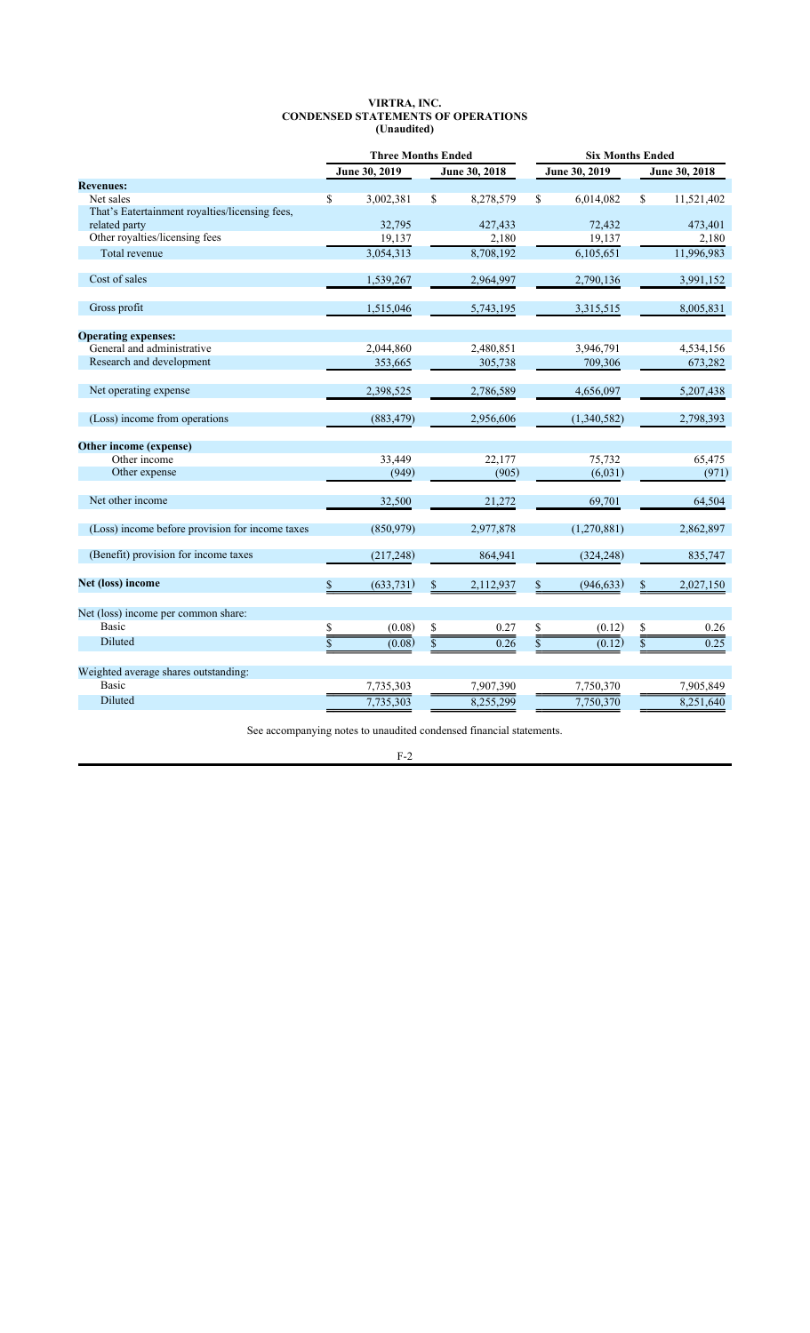# VIRTRA, INC.
## CONDENSED STATEMENTS OF OPERATIONS
### (Unaudited)

| | Three Months Ended | | Six Months Ended | |
|---|---|---|---|---|
| | June 30, 2019 | June 30, 2018 | June 30, 2019 | June 30, 2018 |
| **Revenues:** | | | | |
| Net sales | $ 3,002,381 | $ 8,278,579 | $ 6,014,082 | $ 11,521,402 |
| That's Eatertainment royalties/licensing fees, related party | 32,795 | 427,433 | 72,432 | 473,401 |
| Other royalties/licensing fees | 19,137 | 2,180 | 19,137 | 2,180 |
| Total revenue | 3,054,313 | 8,708,192 | 6,105,651 | 11,996,983 |
| Cost of sales | 1,539,267 | 2,964,997 | 2,790,136 | 3,991,152 |
| Gross profit | 1,515,046 | 5,743,195 | 3,315,515 | 8,005,831 |
| **Operating expenses:** | | | | |
| General and administrative | 2,044,860 | 2,480,851 | 3,946,791 | 4,534,156 |
| Research and development | 353,665 | 305,738 | 709,306 | 673,282 |
| Net operating expense | 2,398,525 | 2,786,589 | 4,656,097 | 5,207,438 |
| (Loss) income from operations | (883,479) | 2,956,606 | (1,340,582) | 2,798,393 |
| **Other income (expense)** | | | | |
| Other income | 33,449 | 22,177 | 75,732 | 65,475 |
| Other expense | (949) | (905) | (6,031) | (971) |
| Net other income | 32,500 | 21,272 | 69,701 | 64,504 |
| (Loss) income before provision for income taxes | (850,979) | 2,977,878 | (1,270,881) | 2,862,897 |
| (Benefit) provision for income taxes | (217,248) | 864,941 | (324,248) | 835,747 |
| **Net (loss) income** | $ (633,731) | $ 2,112,937 | $ (946,633) | $ 2,027,150 |
| Net (loss) income per common share: | | | | |
| Basic | $ (0.08) | $ 0.27 | $ (0.12) | $ 0.26 |
| Diluted | $ (0.08) | $ 0.26 | $ (0.12) | $ 0.25 |
| Weighted average shares outstanding: | | | | |
| Basic | 7,735,303 | 7,907,390 | 7,750,370 | 7,905,849 |
| Diluted | 7,735,303 | 8,255,299 | 7,750,370 | 8,251,640 |

See accompanying notes to unaudited condensed financial statements.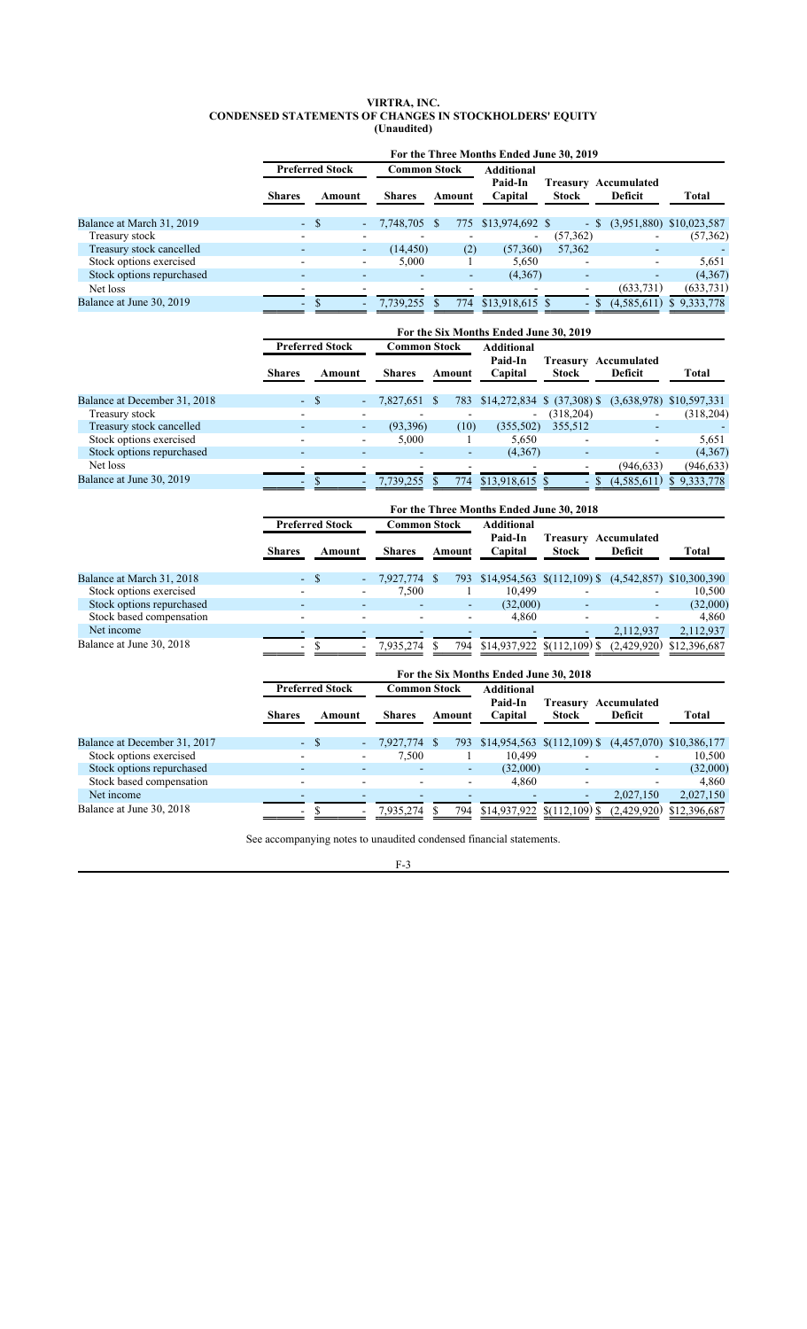# VIRTRA, INC.
## CONDENSED STATEMENTS OF CHANGES IN STOCKHOLDERS' EQUITY
### (Unaudited)

**For the Three Months Ended June 30, 2019**

| | Preferred Stock | | Common Stock | | Additional Paid-In Capital | Treasury Stock | Accumulated Deficit | Total |
|---|---|---|---|---|---|---|---|---|
| | Shares | Amount | Shares | Amount | | | | |
| Balance at March 31, 2019 | - | $ - | 7,748,705 | $ 775 | $13,974,692 | $ - | $ (3,951,880) | $10,023,587 |
| Treasury stock | - | - | - | - | - | (57,362) | - | (57,362) |
| Treasury stock cancelled | - | - | (14,450) | (2) | (57,360) | 57,362 | - | - |
| Stock options exercised | - | - | 5,000 | 1 | 5,650 | - | - | 5,651 |
| Stock options repurchased | - | - | - | - | (4,367) | - | - | (4,367) |
| Net loss | - | - | - | - | - | - | (633,731) | (633,731) |
| Balance at June 30, 2019 | - | $ - | 7,739,255 | $ 774 | $13,918,615 | $ - | $ (4,585,611) | $ 9,333,778 |

**For the Six Months Ended June 30, 2019**

| | Preferred Stock | | Common Stock | | Additional Paid-In Capital | Treasury Stock | Accumulated Deficit | Total |
|---|---|---|---|---|---|---|---|---|
| | Shares | Amount | Shares | Amount | | | | |
| Balance at December 31, 2018 | - | $ - | 7,827,651 | $ 783 | $14,272,834 | $ (37,308) | $ (3,638,978) | $10,597,331 |
| Treasury stock | - | - | - | - | - | (318,204) | - | (318,204) |
| Treasury stock cancelled | - | - | (93,396) | (10) | (355,502) | 355,512 | - | - |
| Stock options exercised | - | - | 5,000 | 1 | 5,650 | - | - | 5,651 |
| Stock options repurchased | - | - | - | - | (4,367) | - | - | (4,367) |
| Net loss | - | - | - | - | - | - | (946,633) | (946,633) |
| Balance at June 30, 2019 | - | $ - | 7,739,255 | $ 774 | $13,918,615 | $ - | $ (4,585,611) | $ 9,333,778 |

**For the Three Months Ended June 30, 2018**

| | Preferred Stock | | Common Stock | | Additional Paid-In Capital | Treasury Stock | Accumulated Deficit | Total |
|---|---|---|---|---|---|---|---|---|
| | Shares | Amount | Shares | Amount | | | | |
| Balance at March 31, 2018 | - | $ - | 7,927,774 | $ 793 | $14,954,563 | $(112,109) | $ (4,542,857) | $10,300,390 |
| Stock options exercised | - | - | 7,500 | 1 | 10,499 | - | - | 10,500 |
| Stock options repurchased | - | - | - | - | (32,000) | - | - | (32,000) |
| Stock based compensation | - | - | - | - | 4,860 | - | - | 4,860 |
| Net income | - | - | - | - | - | - | 2,112,937 | 2,112,937 |
| Balance at June 30, 2018 | - | $ - | 7,935,274 | $ 794 | $14,937,922 | $(112,109) | $ (2,429,920) | $12,396,687 |

**For the Six Months Ended June 30, 2018**

| | Preferred Stock | | Common Stock | | Additional Paid-In Capital | Treasury Stock | Accumulated Deficit | Total |
|---|---|---|---|---|---|---|---|---|
| | Shares | Amount | Shares | Amount | | | | |
| Balance at December 31, 2017 | - | $ - | 7,927,774 | $ 793 | $14,954,563 | $(112,109) | $ (4,457,070) | $10,386,177 |
| Stock options exercised | - | - | 7,500 | 1 | 10,499 | - | - | 10,500 |
| Stock options repurchased | - | - | - | - | (32,000) | - | - | (32,000) |
| Stock based compensation | - | - | - | - | 4,860 | - | - | 4,860 |
| Net income | - | - | - | - | - | - | 2,027,150 | 2,027,150 |
| Balance at June 30, 2018 | - | $ - | 7,935,274 | $ 794 | $14,937,922 | $(112,109) | $ (2,429,920) | $12,396,687 |

See accompanying notes to unaudited condensed financial statements.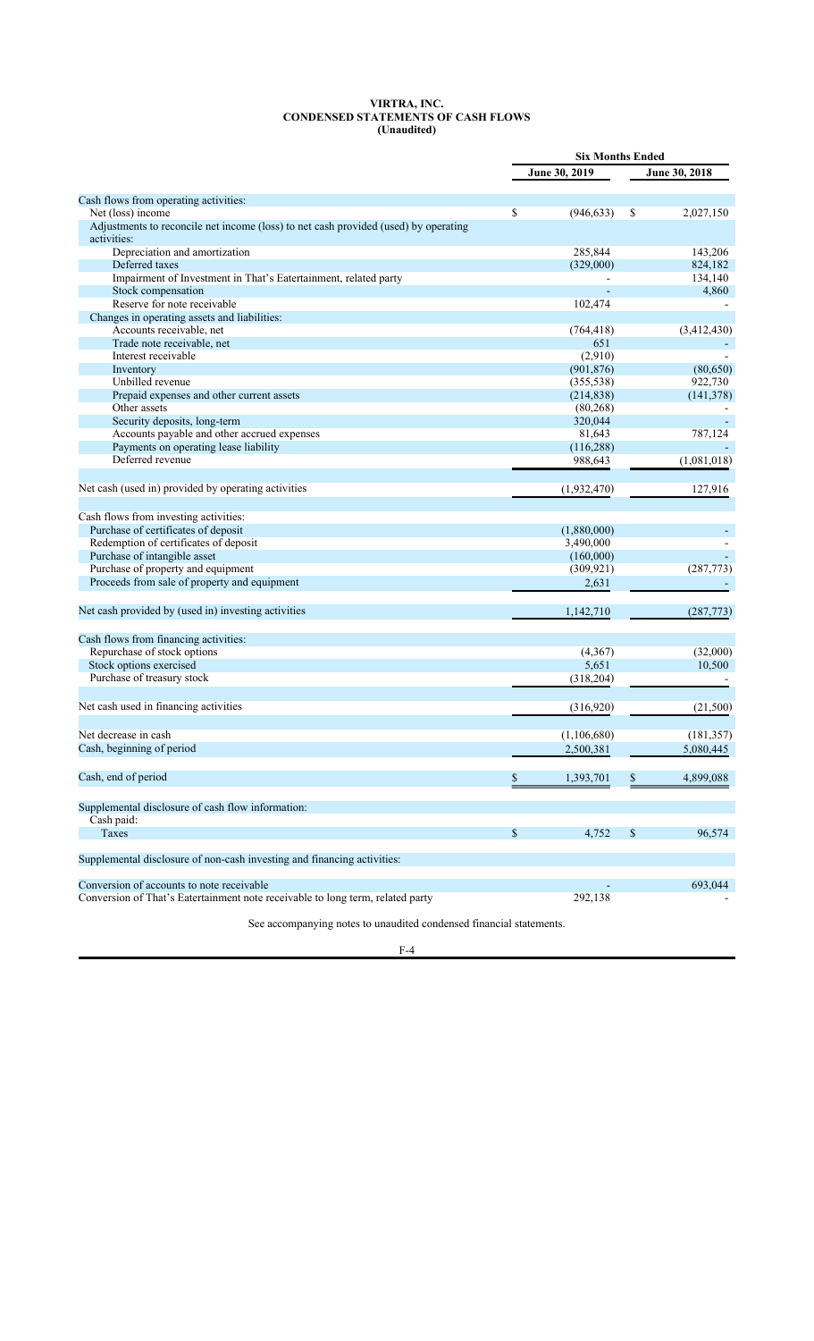# VIRTRA, INC.
## CONDENSED STATEMENTS OF CASH FLOWS
### (Unaudited)

| | Six Months Ended | |
|---|---|---|
| | June 30, 2019 | June 30, 2018 |
| Cash flows from operating activities: | | |
| Net (loss) income | $ (946,633) | $ 2,027,150 |
| Adjustments to reconcile net income (loss) to net cash provided (used) by operating activities: | | |
| Depreciation and amortization | 285,844 | 143,206 |
| Deferred taxes | (329,000) | 824,182 |
| Impairment of Investment in That's Eatertainment, related party | - | 134,140 |
| Stock compensation | - | 4,860 |
| Reserve for note receivable | 102,474 | - |
| Changes in operating assets and liabilities: | | |
| Accounts receivable, net | (764,418) | (3,412,430) |
| Trade note receivable, net | 651 | - |
| Interest receivable | (2,910) | - |
| Inventory | (901,876) | (80,650) |
| Unbilled revenue | (355,538) | 922,730 |
| Prepaid expenses and other current assets | (214,838) | (141,378) |
| Other assets | (80,268) | - |
| Security deposits, long-term | 320,044 | - |
| Accounts payable and other accrued expenses | 81,643 | 787,124 |
| Payments on operating lease liability | (116,288) | - |
| Deferred revenue | 988,643 | (1,081,018) |
| Net cash (used in) provided by operating activities | (1,932,470) | 127,916 |
| Cash flows from investing activities: | | |
| Purchase of certificates of deposit | (1,880,000) | - |
| Redemption of certificates of deposit | 3,490,000 | - |
| Purchase of intangible asset | (160,000) | - |
| Purchase of property and equipment | (309,921) | (287,773) |
| Proceeds from sale of property and equipment | 2,631 | - |
| Net cash provided by (used in) investing activities | 1,142,710 | (287,773) |
| Cash flows from financing activities: | | |
| Repurchase of stock options | (4,367) | (32,000) |
| Stock options exercised | 5,651 | 10,500 |
| Purchase of treasury stock | (318,204) | - |
| Net cash used in financing activities | (316,920) | (21,500) |
| Net decrease in cash | (1,106,680) | (181,357) |
| Cash, beginning of period | 2,500,381 | 5,080,445 |
| Cash, end of period | $ 1,393,701 | $ 4,899,088 |
| Supplemental disclosure of cash flow information: | | |
| Cash paid: | | |
| Taxes | $ 4,752 | $ 96,574 |
| Supplemental disclosure of non-cash investing and financing activities: | | |
| Conversion of accounts to note receivable | - | 693,044 |
| Conversion of That's Eatertainment note receivable to long term, related party | 292,138 | - |

See accompanying notes to unaudited condensed financial statements.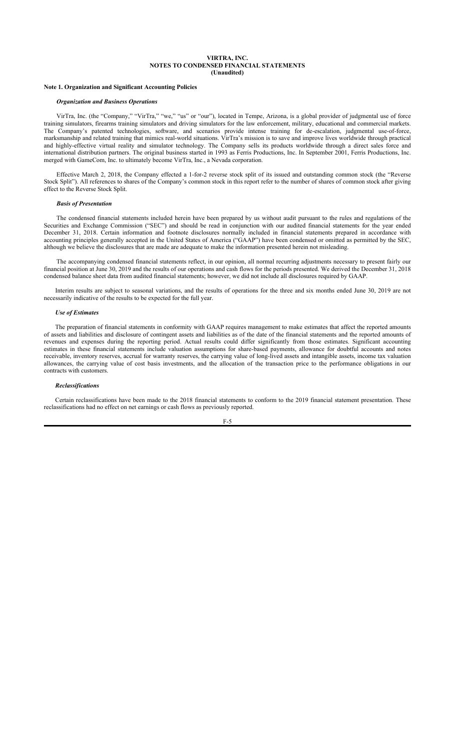# VIRTRA, INC.
## NOTES TO CONDENSED FINANCIAL STATEMENTS
### (Unaudited)

**Note 1. Organization and Significant Accounting Policies**

***Organization and Business Operations***

VirTra, Inc. (the "Company," "VirTra," "we," "us" or "our"), located in Tempe, Arizona, is a global provider of judgmental use of force training simulators, firearms training simulators and driving simulators for the law enforcement, military, educational and commercial markets. The Company's patented technologies, software, and scenarios provide intense training for de-escalation, judgmental use-of-force, marksmanship and related training that mimics real-world situations. VirTra's mission is to save and improve lives worldwide through practical and highly-effective virtual reality and simulator technology. The Company sells its products worldwide through a direct sales force and international distribution partners. The original business started in 1993 as Ferris Productions, Inc. In September 2001, Ferris Productions, Inc. merged with GameCom, Inc. to ultimately become VirTra, Inc., a Nevada corporation.

Effective March 2, 2018, the Company effected a 1-for-2 reverse stock split of its issued and outstanding common stock (the "Reverse Stock Split"). All references to shares of the Company's common stock in this report refer to the number of shares of common stock after giving effect to the Reverse Stock Split.

***Basis of Presentation***

The condensed financial statements included herein have been prepared by us without audit pursuant to the rules and regulations of the Securities and Exchange Commission ("SEC") and should be read in conjunction with our audited financial statements for the year ended December 31, 2018. Certain information and footnote disclosures normally included in financial statements prepared in accordance with accounting principles generally accepted in the United States of America ("GAAP") have been condensed or omitted as permitted by the SEC, although we believe the disclosures that are made are adequate to make the information presented herein not misleading.

The accompanying condensed financial statements reflect, in our opinion, all normal recurring adjustments necessary to present fairly our financial position at June 30, 2019 and the results of our operations and cash flows for the periods presented. We derived the December 31, 2018 condensed balance sheet data from audited financial statements; however, we did not include all disclosures required by GAAP.

Interim results are subject to seasonal variations, and the results of operations for the three and six months ended June 30, 2019 are not necessarily indicative of the results to be expected for the full year.

***Use of Estimates***

The preparation of financial statements in conformity with GAAP requires management to make estimates that affect the reported amounts of assets and liabilities and disclosure of contingent assets and liabilities as of the date of the financial statements and the reported amounts of revenues and expenses during the reporting period. Actual results could differ significantly from those estimates. Significant accounting estimates in these financial statements include valuation assumptions for share-based payments, allowance for doubtful accounts and notes receivable, inventory reserves, accrual for warranty reserves, the carrying value of long-lived assets and intangible assets, income tax valuation allowances, the carrying value of cost basis investments, and the allocation of the transaction price to the performance obligations in our contracts with customers.

***Reclassifications***

Certain reclassifications have been made to the 2018 financial statements to conform to the 2019 financial statement presentation. These reclassifications had no effect on net earnings or cash flows as previously reported.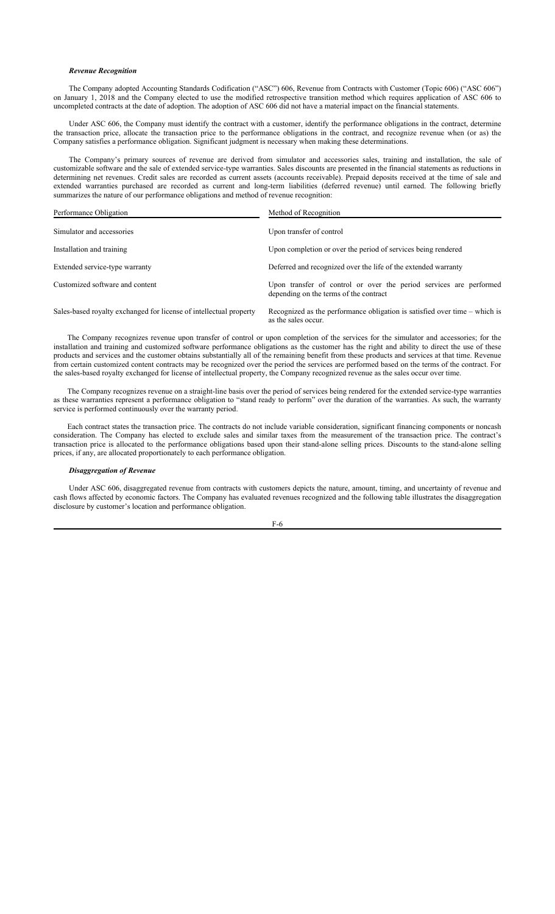***Revenue Recognition***

The Company adopted Accounting Standards Codification ("ASC") 606, Revenue from Contracts with Customer (Topic 606) ("ASC 606") on January 1, 2018 and the Company elected to use the modified retrospective transition method which requires application of ASC 606 to uncompleted contracts at the date of adoption. The adoption of ASC 606 did not have a material impact on the financial statements.

Under ASC 606, the Company must identify the contract with a customer, identify the performance obligations in the contract, determine the transaction price, allocate the transaction price to the performance obligations in the contract, and recognize revenue when (or as) the Company satisfies a performance obligation. Significant judgment is necessary when making these determinations.

The Company's primary sources of revenue are derived from simulator and accessories sales, training and installation, the sale of customizable software and the sale of extended service-type warranties. Sales discounts are presented in the financial statements as reductions in determining net revenues. Credit sales are recorded as current assets (accounts receivable). Prepaid deposits received at the time of sale and extended warranties purchased are recorded as current and long-term liabilities (deferred revenue) until earned. The following briefly summarizes the nature of our performance obligations and method of revenue recognition:

| Performance Obligation | Method of Recognition |
| --- | --- |
| Simulator and accessories | Upon transfer of control |
| Installation and training | Upon completion or over the period of services being rendered |
| Extended service-type warranty | Deferred and recognized over the life of the extended warranty |
| Customized software and content | Upon transfer of control or over the period services are performed depending on the terms of the contract |
| Sales-based royalty exchanged for license of intellectual property | Recognized as the performance obligation is satisfied over time – which is as the sales occur. |

The Company recognizes revenue upon transfer of control or upon completion of the services for the simulator and accessories; for the installation and training and customized software performance obligations as the customer has the right and ability to direct the use of these products and services and the customer obtains substantially all of the remaining benefit from these products and services at that time. Revenue from certain customized content contracts may be recognized over the period the services are performed based on the terms of the contract. For the sales-based royalty exchanged for license of intellectual property, the Company recognized revenue as the sales occur over time.

The Company recognizes revenue on a straight-line basis over the period of services being rendered for the extended service-type warranties as these warranties represent a performance obligation to "stand ready to perform" over the duration of the warranties. As such, the warranty service is performed continuously over the warranty period.

Each contract states the transaction price. The contracts do not include variable consideration, significant financing components or noncash consideration. The Company has elected to exclude sales and similar taxes from the measurement of the transaction price. The contract's transaction price is allocated to the performance obligations based upon their stand-alone selling prices. Discounts to the stand-alone selling prices, if any, are allocated proportionately to each performance obligation.

***Disaggregation of Revenue***

Under ASC 606, disaggregated revenue from contracts with customers depicts the nature, amount, timing, and uncertainty of revenue and cash flows affected by economic factors. The Company has evaluated revenues recognized and the following table illustrates the disaggregation disclosure by customer's location and performance obligation.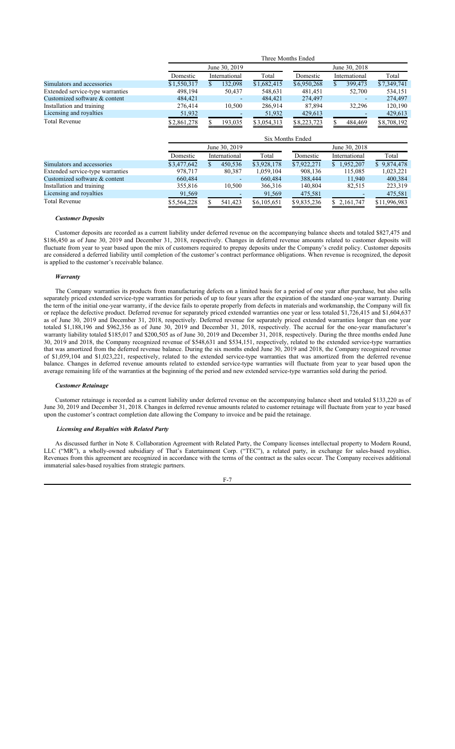| | Three Months Ended | | | | | |
|---|---|---|---|---|---|---|
| | June 30, 2019 | | | June 30, 2018 | | |
| | Domestic | International | Total | Domestic | International | Total |
| Simulators and accessories | $1,550,317 | $ 132,098 | $1,682,415 | $6,950,268 | $ 399,473 | $7,349,741 |
| Extended service-type warranties | 498,194 | 50,437 | 548,631 | 481,451 | 52,700 | 534,151 |
| Customized software & content | 484,421 | - | 484,421 | 274,497 | - | 274,497 |
| Installation and training | 276,414 | 10,500 | 286,914 | 87,894 | 32,296 | 120,190 |
| Licensing and royalties | 51,932 | - | 51,932 | 429,613 | - | 429,613 |
| Total Revenue | $2,861,278 | $ 193,035 | $3,054,313 | $8,223,723 | $ 484,469 | $8,708,192 |

| | Six Months Ended | | | | | |
|---|---|---|---|---|---|---|
| | June 30, 2019 | | | June 30, 2018 | | |
| | Domestic | International | Total | Domestic | International | Total |
| Simulators and accessories | $3,477,642 | $ 450,536 | $3,928,178 | $7,922,271 | $ 1,952,207 | $ 9,874,478 |
| Extended service-type warranties | 978,717 | 80,387 | 1,059,104 | 908,136 | 115,085 | 1,023,221 |
| Customized software & content | 660,484 | - | 660,484 | 388,444 | 11,940 | 400,384 |
| Installation and training | 355,816 | 10,500 | 366,316 | 140,804 | 82,515 | 223,319 |
| Licensing and royalties | 91,569 | - | 91,569 | 475,581 | - | 475,581 |
| Total Revenue | $5,564,228 | $ 541,423 | $6,105,651 | $9,835,236 | $ 2,161,747 | $11,996,983 |

***Customer Deposits***

Customer deposits are recorded as a current liability under deferred revenue on the accompanying balance sheets and totaled $827,475 and $186,450 as of June 30, 2019 and December 31, 2018, respectively. Changes in deferred revenue amounts related to customer deposits will fluctuate from year to year based upon the mix of customers required to prepay deposits under the Company's credit policy. Customer deposits are considered a deferred liability until completion of the customer's contract performance obligations. When revenue is recognized, the deposit is applied to the customer's receivable balance.

***Warranty***

The Company warranties its products from manufacturing defects on a limited basis for a period of one year after purchase, but also sells separately priced extended service-type warranties for periods of up to four years after the expiration of the standard one-year warranty. During the term of the initial one-year warranty, if the device fails to operate properly from defects in materials and workmanship, the Company will fix or replace the defective product. Deferred revenue for separately priced extended warranties one year or less totaled $1,726,415 and $1,604,637 as of June 30, 2019 and December 31, 2018, respectively. Deferred revenue for separately priced extended warranties longer than one year totaled $1,188,196 and $962,356 as of June 30, 2019 and December 31, 2018, respectively. The accrual for the one-year manufacturer's warranty liability totaled $185,017 and $200,505 as of June 30, 2019 and December 31, 2018, respectively. During the three months ended June 30, 2019 and 2018, the Company recognized revenue of $548,631 and $534,151, respectively, related to the extended service-type warranties that was amortized from the deferred revenue balance. During the six months ended June 30, 2019 and 2018, the Company recognized revenue of $1,059,104 and $1,023,221, respectively, related to the extended service-type warranties that was amortized from the deferred revenue balance. Changes in deferred revenue amounts related to extended service-type warranties will fluctuate from year to year based upon the average remaining life of the warranties at the beginning of the period and new extended service-type warranties sold during the period.

***Customer Retainage***

Customer retainage is recorded as a current liability under deferred revenue on the accompanying balance sheet and totaled $133,220 as of June 30, 2019 and December 31, 2018. Changes in deferred revenue amounts related to customer retainage will fluctuate from year to year based upon the customer's contract completion date allowing the Company to invoice and be paid the retainage.

***Licensing and Royalties with Related Party***

As discussed further in Note 8. Collaboration Agreement with Related Party, the Company licenses intellectual property to Modern Round, LLC ("MR"), a wholly-owned subsidiary of That's Eatertainment Corp. ("TEC"), a related party, in exchange for sales-based royalties. Revenues from this agreement are recognized in accordance with the terms of the contract as the sales occur. The Company receives additional immaterial sales-based royalties from strategic partners.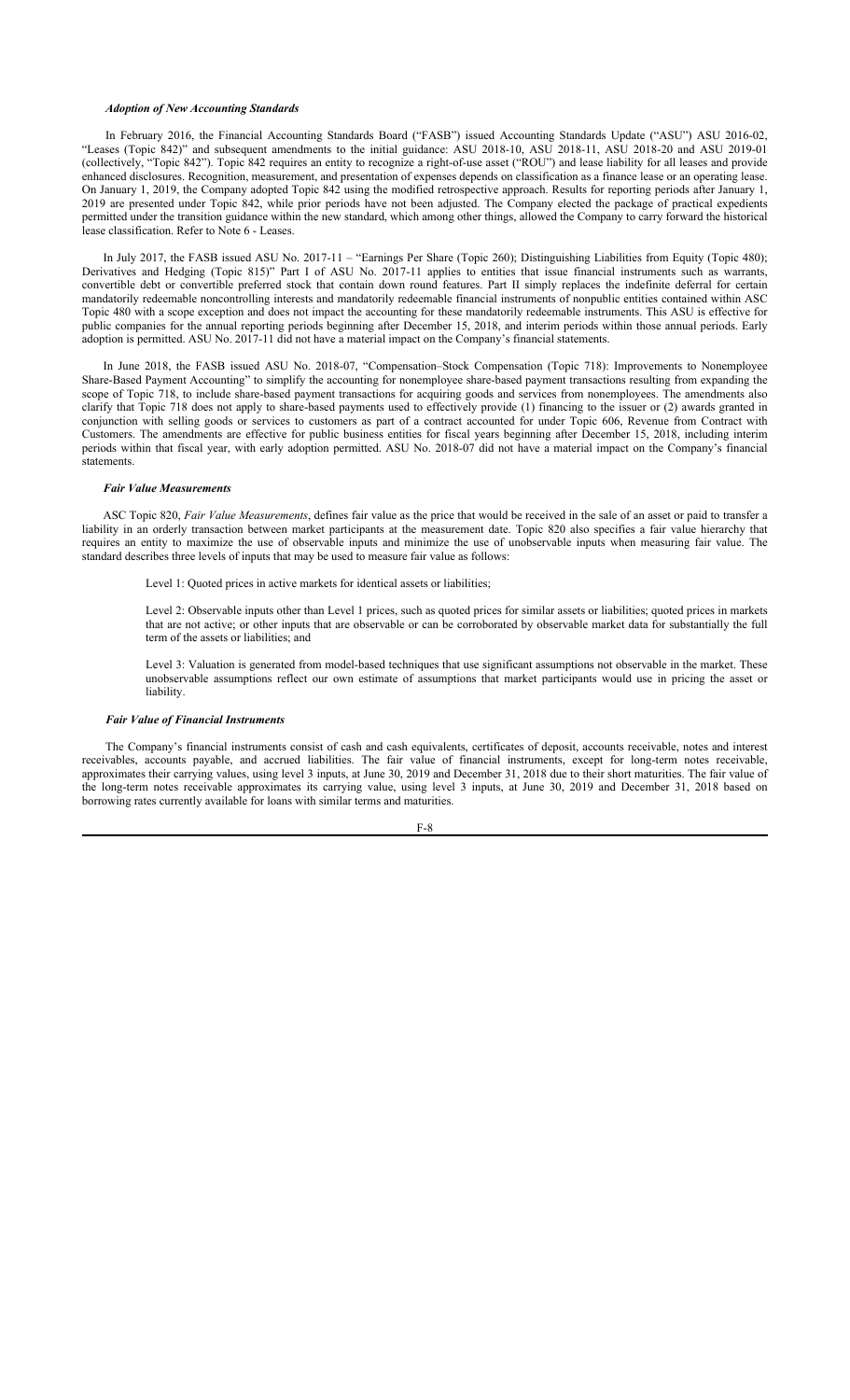### *Adoption of New Accounting Standards*

In February 2016, the Financial Accounting Standards Board ("FASB") issued Accounting Standards Update ("ASU") ASU 2016-02, "Leases (Topic 842)" and subsequent amendments to the initial guidance: ASU 2018-10, ASU 2018-11, ASU 2018-20 and ASU 2019-01 (collectively, "Topic 842"). Topic 842 requires an entity to recognize a right-of-use asset ("ROU") and lease liability for all leases and provide enhanced disclosures. Recognition, measurement, and presentation of expenses depends on classification as a finance lease or an operating lease. On January 1, 2019, the Company adopted Topic 842 using the modified retrospective approach. Results for reporting periods after January 1, 2019 are presented under Topic 842, while prior periods have not been adjusted. The Company elected the package of practical expedients permitted under the transition guidance within the new standard, which among other things, allowed the Company to carry forward the historical lease classification. Refer to Note 6 - Leases.

In July 2017, the FASB issued ASU No. 2017-11 – "Earnings Per Share (Topic 260); Distinguishing Liabilities from Equity (Topic 480); Derivatives and Hedging (Topic 815)" Part I of ASU No. 2017-11 applies to entities that issue financial instruments such as warrants, convertible debt or convertible preferred stock that contain down round features. Part II simply replaces the indefinite deferral for certain mandatorily redeemable noncontrolling interests and mandatorily redeemable financial instruments of nonpublic entities contained within ASC Topic 480 with a scope exception and does not impact the accounting for these mandatorily redeemable instruments. This ASU is effective for public companies for the annual reporting periods beginning after December 15, 2018, and interim periods within those annual periods. Early adoption is permitted. ASU No. 2017-11 did not have a material impact on the Company's financial statements.

In June 2018, the FASB issued ASU No. 2018-07, "Compensation–Stock Compensation (Topic 718): Improvements to Nonemployee Share-Based Payment Accounting" to simplify the accounting for nonemployee share-based payment transactions resulting from expanding the scope of Topic 718, to include share-based payment transactions for acquiring goods and services from nonemployees. The amendments also clarify that Topic 718 does not apply to share-based payments used to effectively provide (1) financing to the issuer or (2) awards granted in conjunction with selling goods or services to customers as part of a contract accounted for under Topic 606, Revenue from Contract with Customers. The amendments are effective for public business entities for fiscal years beginning after December 15, 2018, including interim periods within that fiscal year, with early adoption permitted. ASU No. 2018-07 did not have a material impact on the Company's financial statements.

### *Fair Value Measurements*

ASC Topic 820, *Fair Value Measurements*, defines fair value as the price that would be received in the sale of an asset or paid to transfer a liability in an orderly transaction between market participants at the measurement date. Topic 820 also specifies a fair value hierarchy that requires an entity to maximize the use of observable inputs and minimize the use of unobservable inputs when measuring fair value. The standard describes three levels of inputs that may be used to measure fair value as follows:

Level 1: Quoted prices in active markets for identical assets or liabilities;

Level 2: Observable inputs other than Level 1 prices, such as quoted prices for similar assets or liabilities; quoted prices in markets that are not active; or other inputs that are observable or can be corroborated by observable market data for substantially the full term of the assets or liabilities; and

Level 3: Valuation is generated from model-based techniques that use significant assumptions not observable in the market. These unobservable assumptions reflect our own estimate of assumptions that market participants would use in pricing the asset or liability.

### *Fair Value of Financial Instruments*

The Company's financial instruments consist of cash and cash equivalents, certificates of deposit, accounts receivable, notes and interest receivables, accounts payable, and accrued liabilities. The fair value of financial instruments, except for long-term notes receivable, approximates their carrying values, using level 3 inputs, at June 30, 2019 and December 31, 2018 due to their short maturities. The fair value of the long-term notes receivable approximates its carrying value, using level 3 inputs, at June 30, 2019 and December 31, 2018 based on borrowing rates currently available for loans with similar terms and maturities.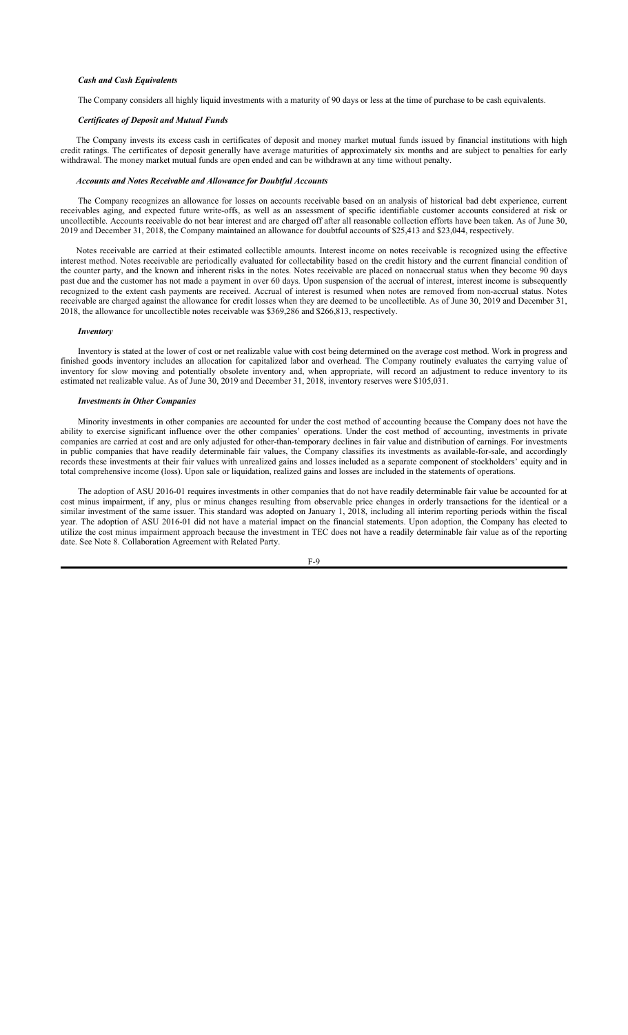### *Cash and Cash Equivalents*

The Company considers all highly liquid investments with a maturity of 90 days or less at the time of purchase to be cash equivalents.

### *Certificates of Deposit and Mutual Funds*

The Company invests its excess cash in certificates of deposit and money market mutual funds issued by financial institutions with high credit ratings. The certificates of deposit generally have average maturities of approximately six months and are subject to penalties for early withdrawal. The money market mutual funds are open ended and can be withdrawn at any time without penalty.

### *Accounts and Notes Receivable and Allowance for Doubtful Accounts*

The Company recognizes an allowance for losses on accounts receivable based on an analysis of historical bad debt experience, current receivables aging, and expected future write-offs, as well as an assessment of specific identifiable customer accounts considered at risk or uncollectible. Accounts receivable do not bear interest and are charged off after all reasonable collection efforts have been taken. As of June 30, 2019 and December 31, 2018, the Company maintained an allowance for doubtful accounts of $25,413 and $23,044, respectively.

Notes receivable are carried at their estimated collectible amounts. Interest income on notes receivable is recognized using the effective interest method. Notes receivable are periodically evaluated for collectability based on the credit history and the current financial condition of the counter party, and the known and inherent risks in the notes. Notes receivable are placed on nonaccrual status when they become 90 days past due and the customer has not made a payment in over 60 days. Upon suspension of the accrual of interest, interest income is subsequently recognized to the extent cash payments are received. Accrual of interest is resumed when notes are removed from non-accrual status. Notes receivable are charged against the allowance for credit losses when they are deemed to be uncollectible. As of June 30, 2019 and December 31, 2018, the allowance for uncollectible notes receivable was $369,286 and $266,813, respectively.

### *Inventory*

Inventory is stated at the lower of cost or net realizable value with cost being determined on the average cost method. Work in progress and finished goods inventory includes an allocation for capitalized labor and overhead. The Company routinely evaluates the carrying value of inventory for slow moving and potentially obsolete inventory and, when appropriate, will record an adjustment to reduce inventory to its estimated net realizable value. As of June 30, 2019 and December 31, 2018, inventory reserves were $105,031.

### *Investments in Other Companies*

Minority investments in other companies are accounted for under the cost method of accounting because the Company does not have the ability to exercise significant influence over the other companies' operations. Under the cost method of accounting, investments in private companies are carried at cost and are only adjusted for other-than-temporary declines in fair value and distribution of earnings. For investments in public companies that have readily determinable fair values, the Company classifies its investments as available-for-sale, and accordingly records these investments at their fair values with unrealized gains and losses included as a separate component of stockholders' equity and in total comprehensive income (loss). Upon sale or liquidation, realized gains and losses are included in the statements of operations.

The adoption of ASU 2016-01 requires investments in other companies that do not have readily determinable fair value be accounted for at cost minus impairment, if any, plus or minus changes resulting from observable price changes in orderly transactions for the identical or a similar investment of the same issuer. This standard was adopted on January 1, 2018, including all interim reporting periods within the fiscal year. The adoption of ASU 2016-01 did not have a material impact on the financial statements. Upon adoption, the Company has elected to utilize the cost minus impairment approach because the investment in TEC does not have a readily determinable fair value as of the reporting date. See Note 8. Collaboration Agreement with Related Party.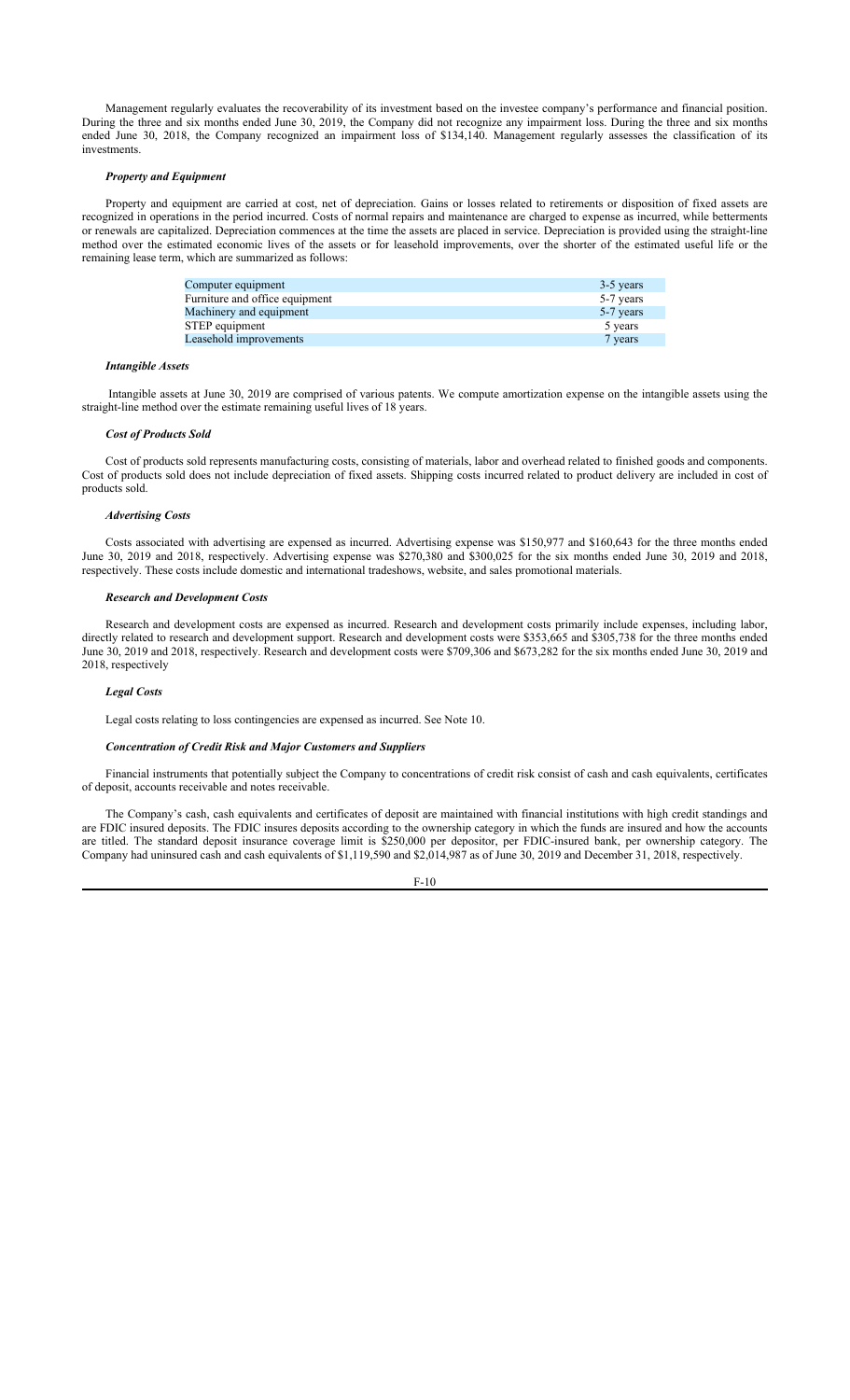Management regularly evaluates the recoverability of its investment based on the investee company's performance and financial position. During the three and six months ended June 30, 2019, the Company did not recognize any impairment loss. During the three and six months ended June 30, 2018, the Company recognized an impairment loss of $134,140. Management regularly assesses the classification of its investments.

### *Property and Equipment*

Property and equipment are carried at cost, net of depreciation. Gains or losses related to retirements or disposition of fixed assets are recognized in operations in the period incurred. Costs of normal repairs and maintenance are charged to expense as incurred, while betterments or renewals are capitalized. Depreciation commences at the time the assets are placed in service. Depreciation is provided using the straight-line method over the estimated economic lives of the assets or for leasehold improvements, over the shorter of the estimated useful life or the remaining lease term, which are summarized as follows:

| | |
|---|---|
| Computer equipment | 3-5 years |
| Furniture and office equipment | 5-7 years |
| Machinery and equipment | 5-7 years |
| STEP equipment | 5 years |
| Leasehold improvements | 7 years |

### *Intangible Assets*

Intangible assets at June 30, 2019 are comprised of various patents. We compute amortization expense on the intangible assets using the straight-line method over the estimate remaining useful lives of 18 years.

### *Cost of Products Sold*

Cost of products sold represents manufacturing costs, consisting of materials, labor and overhead related to finished goods and components. Cost of products sold does not include depreciation of fixed assets. Shipping costs incurred related to product delivery are included in cost of products sold.

### *Advertising Costs*

Costs associated with advertising are expensed as incurred. Advertising expense was $150,977 and $160,643 for the three months ended June 30, 2019 and 2018, respectively. Advertising expense was $270,380 and $300,025 for the six months ended June 30, 2019 and 2018, respectively. These costs include domestic and international tradeshows, website, and sales promotional materials.

### *Research and Development Costs*

Research and development costs are expensed as incurred. Research and development costs primarily include expenses, including labor, directly related to research and development support. Research and development costs were $353,665 and $305,738 for the three months ended June 30, 2019 and 2018, respectively. Research and development costs were $709,306 and $673,282 for the six months ended June 30, 2019 and 2018, respectively

### *Legal Costs*

Legal costs relating to loss contingencies are expensed as incurred. See Note 10.

### *Concentration of Credit Risk and Major Customers and Suppliers*

Financial instruments that potentially subject the Company to concentrations of credit risk consist of cash and cash equivalents, certificates of deposit, accounts receivable and notes receivable.

The Company's cash, cash equivalents and certificates of deposit are maintained with financial institutions with high credit standings and are FDIC insured deposits. The FDIC insures deposits according to the ownership category in which the funds are insured and how the accounts are titled. The standard deposit insurance coverage limit is $250,000 per depositor, per FDIC-insured bank, per ownership category. The Company had uninsured cash and cash equivalents of $1,119,590 and $2,014,987 as of June 30, 2019 and December 31, 2018, respectively.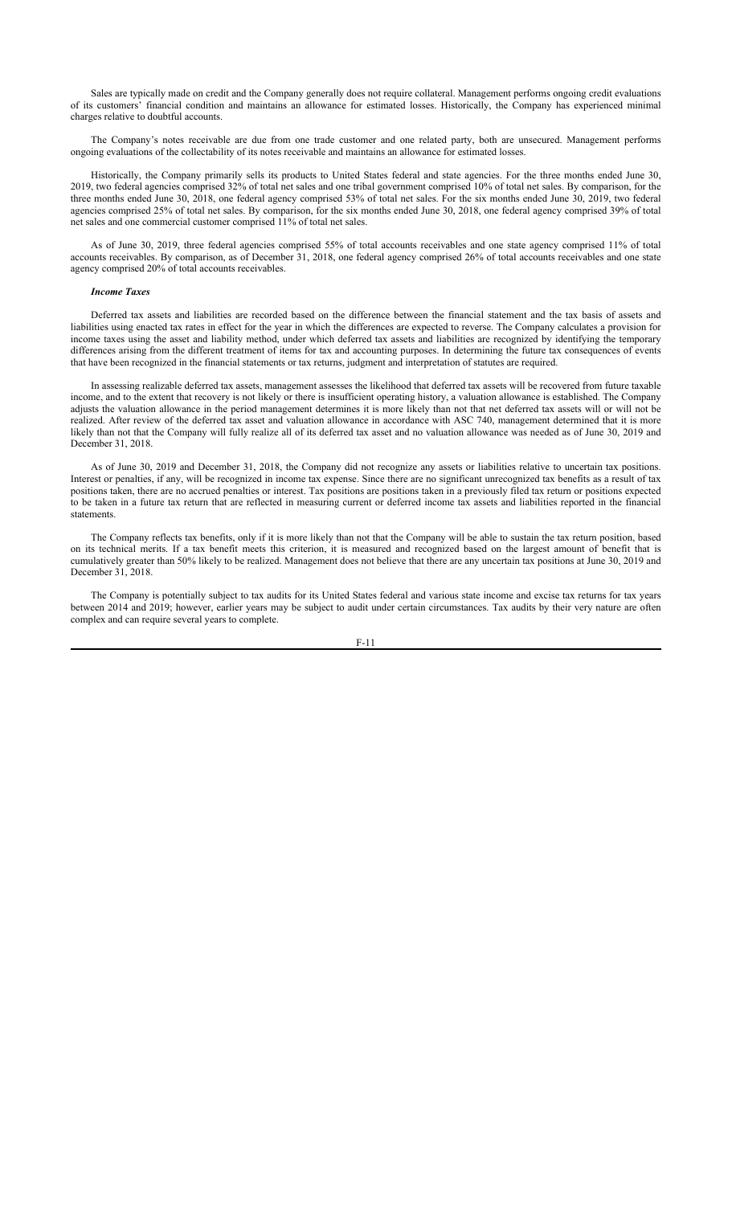Sales are typically made on credit and the Company generally does not require collateral. Management performs ongoing credit evaluations of its customers' financial condition and maintains an allowance for estimated losses. Historically, the Company has experienced minimal charges relative to doubtful accounts.

The Company's notes receivable are due from one trade customer and one related party, both are unsecured. Management performs ongoing evaluations of the collectability of its notes receivable and maintains an allowance for estimated losses.

Historically, the Company primarily sells its products to United States federal and state agencies. For the three months ended June 30, 2019, two federal agencies comprised 32% of total net sales and one tribal government comprised 10% of total net sales. By comparison, for the three months ended June 30, 2018, one federal agency comprised 53% of total net sales. For the six months ended June 30, 2019, two federal agencies comprised 25% of total net sales. By comparison, for the six months ended June 30, 2018, one federal agency comprised 39% of total net sales and one commercial customer comprised 11% of total net sales.

As of June 30, 2019, three federal agencies comprised 55% of total accounts receivables and one state agency comprised 11% of total accounts receivables. By comparison, as of December 31, 2018, one federal agency comprised 26% of total accounts receivables and one state agency comprised 20% of total accounts receivables.

***Income Taxes***

Deferred tax assets and liabilities are recorded based on the difference between the financial statement and the tax basis of assets and liabilities using enacted tax rates in effect for the year in which the differences are expected to reverse. The Company calculates a provision for income taxes using the asset and liability method, under which deferred tax assets and liabilities are recognized by identifying the temporary differences arising from the different treatment of items for tax and accounting purposes. In determining the future tax consequences of events that have been recognized in the financial statements or tax returns, judgment and interpretation of statutes are required.

In assessing realizable deferred tax assets, management assesses the likelihood that deferred tax assets will be recovered from future taxable income, and to the extent that recovery is not likely or there is insufficient operating history, a valuation allowance is established. The Company adjusts the valuation allowance in the period management determines it is more likely than not that net deferred tax assets will or will not be realized. After review of the deferred tax asset and valuation allowance in accordance with ASC 740, management determined that it is more likely than not that the Company will fully realize all of its deferred tax asset and no valuation allowance was needed as of June 30, 2019 and December 31, 2018.

As of June 30, 2019 and December 31, 2018, the Company did not recognize any assets or liabilities relative to uncertain tax positions. Interest or penalties, if any, will be recognized in income tax expense. Since there are no significant unrecognized tax benefits as a result of tax positions taken, there are no accrued penalties or interest. Tax positions are positions taken in a previously filed tax return or positions expected to be taken in a future tax return that are reflected in measuring current or deferred income tax assets and liabilities reported in the financial statements.

The Company reflects tax benefits, only if it is more likely than not that the Company will be able to sustain the tax return position, based on its technical merits. If a tax benefit meets this criterion, it is measured and recognized based on the largest amount of benefit that is cumulatively greater than 50% likely to be realized. Management does not believe that there are any uncertain tax positions at June 30, 2019 and December 31, 2018.

The Company is potentially subject to tax audits for its United States federal and various state income and excise tax returns for tax years between 2014 and 2019; however, earlier years may be subject to audit under certain circumstances. Tax audits by their very nature are often complex and can require several years to complete.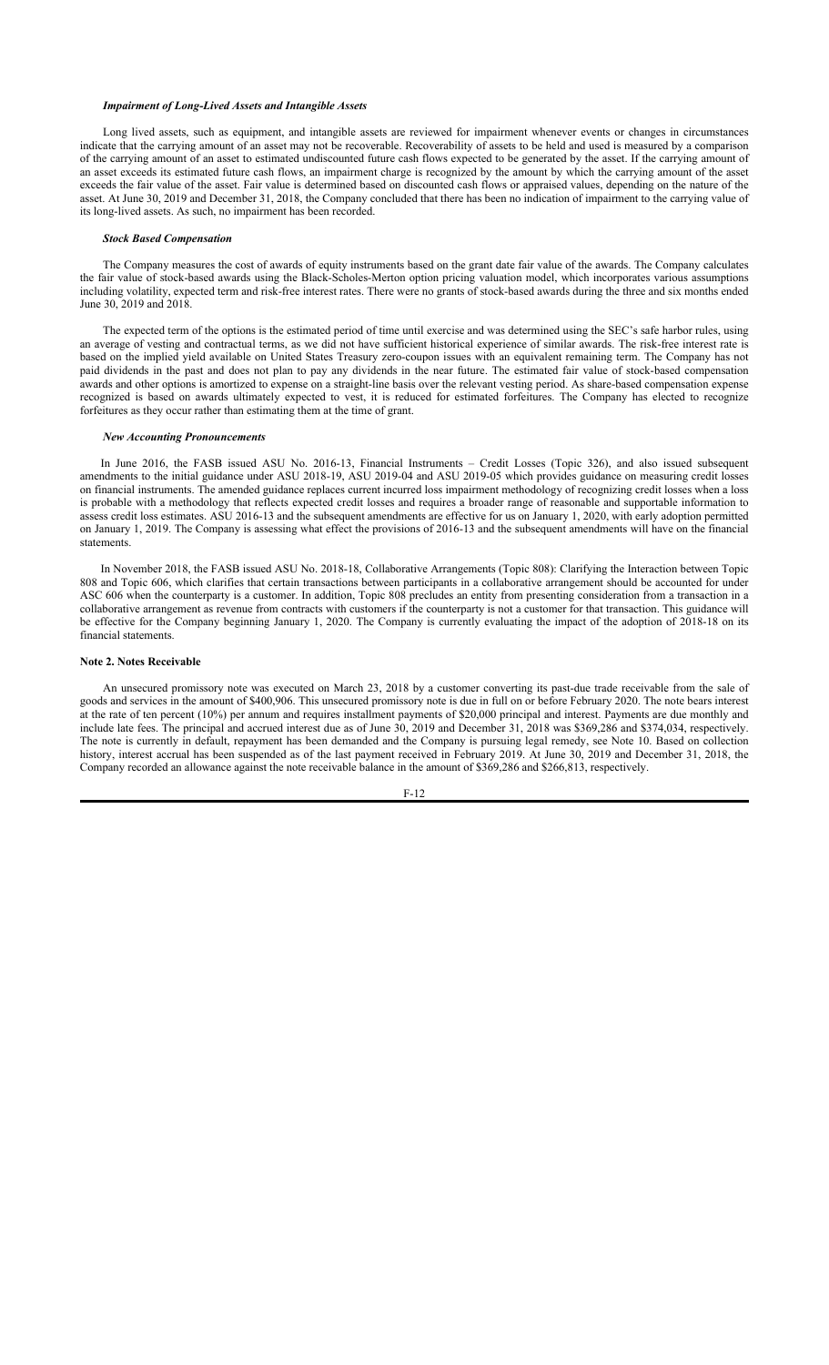### *Impairment of Long-Lived Assets and Intangible Assets*

Long lived assets, such as equipment, and intangible assets are reviewed for impairment whenever events or changes in circumstances indicate that the carrying amount of an asset may not be recoverable. Recoverability of assets to be held and used is measured by a comparison of the carrying amount of an asset to estimated undiscounted future cash flows expected to be generated by the asset. If the carrying amount of an asset exceeds its estimated future cash flows, an impairment charge is recognized by the amount by which the carrying amount of the asset exceeds the fair value of the asset. Fair value is determined based on discounted cash flows or appraised values, depending on the nature of the asset. At June 30, 2019 and December 31, 2018, the Company concluded that there has been no indication of impairment to the carrying value of its long-lived assets. As such, no impairment has been recorded.

### *Stock Based Compensation*

The Company measures the cost of awards of equity instruments based on the grant date fair value of the awards. The Company calculates the fair value of stock-based awards using the Black-Scholes-Merton option pricing valuation model, which incorporates various assumptions including volatility, expected term and risk-free interest rates. There were no grants of stock-based awards during the three and six months ended June 30, 2019 and 2018.

The expected term of the options is the estimated period of time until exercise and was determined using the SEC's safe harbor rules, using an average of vesting and contractual terms, as we did not have sufficient historical experience of similar awards. The risk-free interest rate is based on the implied yield available on United States Treasury zero-coupon issues with an equivalent remaining term. The Company has not paid dividends in the past and does not plan to pay any dividends in the near future. The estimated fair value of stock-based compensation awards and other options is amortized to expense on a straight-line basis over the relevant vesting period. As share-based compensation expense recognized is based on awards ultimately expected to vest, it is reduced for estimated forfeitures. The Company has elected to recognize forfeitures as they occur rather than estimating them at the time of grant.

### *New Accounting Pronouncements*

In June 2016, the FASB issued ASU No. 2016-13, Financial Instruments – Credit Losses (Topic 326), and also issued subsequent amendments to the initial guidance under ASU 2018-19, ASU 2019-04 and ASU 2019-05 which provides guidance on measuring credit losses on financial instruments. The amended guidance replaces current incurred loss impairment methodology of recognizing credit losses when a loss is probable with a methodology that reflects expected credit losses and requires a broader range of reasonable and supportable information to assess credit loss estimates. ASU 2016-13 and the subsequent amendments are effective for us on January 1, 2020, with early adoption permitted on January 1, 2019. The Company is assessing what effect the provisions of 2016-13 and the subsequent amendments will have on the financial statements.

In November 2018, the FASB issued ASU No. 2018-18, Collaborative Arrangements (Topic 808): Clarifying the Interaction between Topic 808 and Topic 606, which clarifies that certain transactions between participants in a collaborative arrangement should be accounted for under ASC 606 when the counterparty is a customer. In addition, Topic 808 precludes an entity from presenting consideration from a transaction in a collaborative arrangement as revenue from contracts with customers if the counterparty is not a customer for that transaction. This guidance will be effective for the Company beginning January 1, 2020. The Company is currently evaluating the impact of the adoption of 2018-18 on its financial statements.

## Note 2. Notes Receivable

An unsecured promissory note was executed on March 23, 2018 by a customer converting its past-due trade receivable from the sale of goods and services in the amount of $400,906. This unsecured promissory note is due in full on or before February 2020. The note bears interest at the rate of ten percent (10%) per annum and requires installment payments of $20,000 principal and interest. Payments are due monthly and include late fees. The principal and accrued interest due as of June 30, 2019 and December 31, 2018 was $369,286 and $374,034, respectively. The note is currently in default, repayment has been demanded and the Company is pursuing legal remedy, see Note 10. Based on collection history, interest accrual has been suspended as of the last payment received in February 2019. At June 30, 2019 and December 31, 2018, the Company recorded an allowance against the note receivable balance in the amount of $369,286 and $266,813, respectively.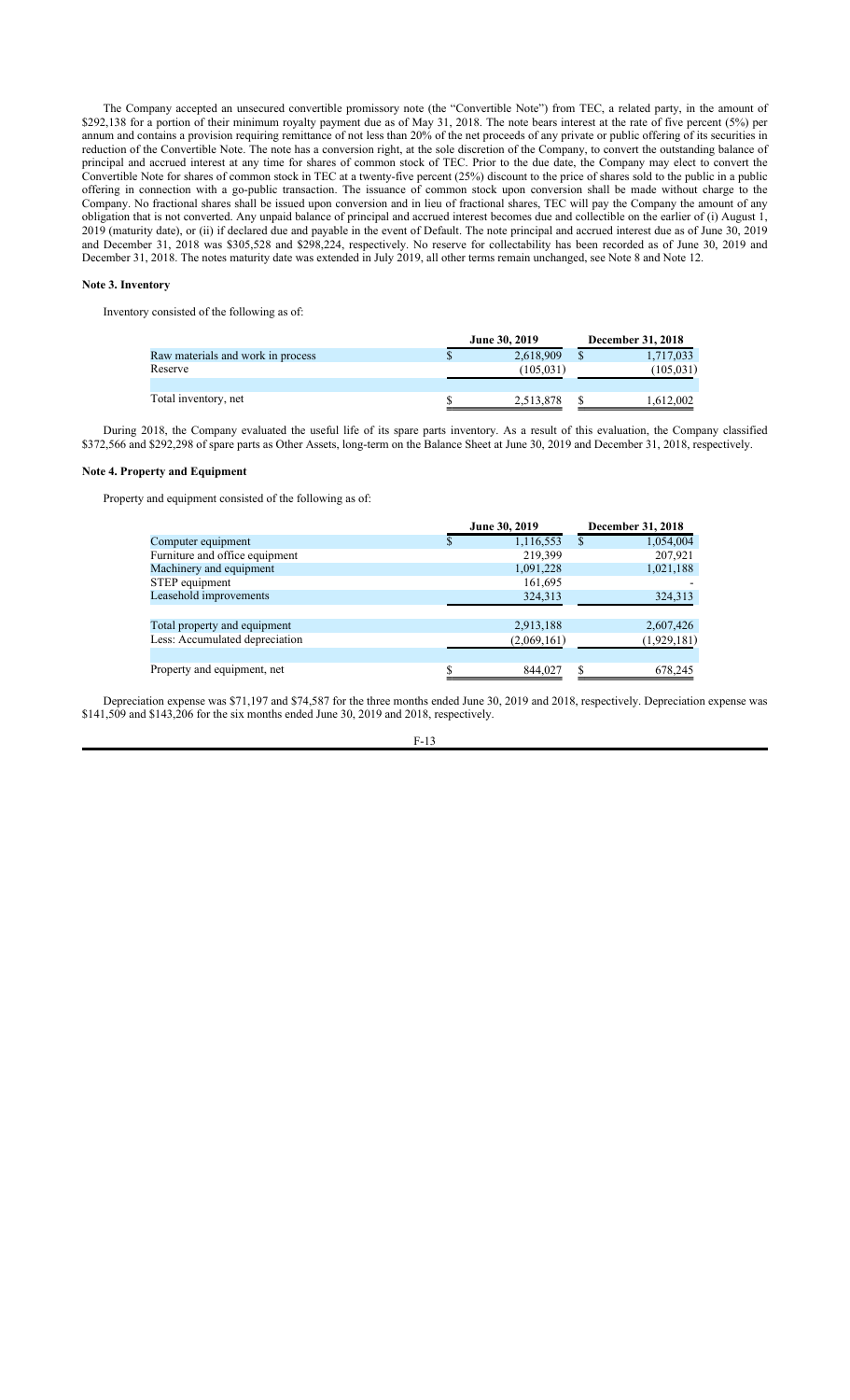The Company accepted an unsecured convertible promissory note (the "Convertible Note") from TEC, a related party, in the amount of $292,138 for a portion of their minimum royalty payment due as of May 31, 2018. The note bears interest at the rate of five percent (5%) per annum and contains a provision requiring remittance of not less than 20% of the net proceeds of any private or public offering of its securities in reduction of the Convertible Note. The note has a conversion right, at the sole discretion of the Company, to convert the outstanding balance of principal and accrued interest at any time for shares of common stock of TEC. Prior to the due date, the Company may elect to convert the Convertible Note for shares of common stock in TEC at a twenty-five percent (25%) discount to the price of shares sold to the public in a public offering in connection with a go-public transaction. The issuance of common stock upon conversion shall be made without charge to the Company. No fractional shares shall be issued upon conversion and in lieu of fractional shares, TEC will pay the Company the amount of any obligation that is not converted. Any unpaid balance of principal and accrued interest becomes due and collectible on the earlier of (i) August 1, 2019 (maturity date), or (ii) if declared due and payable in the event of Default. The note principal and accrued interest due as of June 30, 2019 and December 31, 2018 was $305,528 and $298,224, respectively. No reserve for collectability has been recorded as of June 30, 2019 and December 31, 2018. The notes maturity date was extended in July 2019, all other terms remain unchanged, see Note 8 and Note 12.

### Note 3. Inventory

Inventory consisted of the following as of:

| | June 30, 2019 | December 31, 2018 |
|---|---|---|
| Raw materials and work in process | $ 2,618,909 | $ 1,717,033 |
| Reserve | (105,031) | (105,031) |
| Total inventory, net | $ 2,513,878 | $ 1,612,002 |

During 2018, the Company evaluated the useful life of its spare parts inventory. As a result of this evaluation, the Company classified $372,566 and $292,298 of spare parts as Other Assets, long-term on the Balance Sheet at June 30, 2019 and December 31, 2018, respectively.

### Note 4. Property and Equipment

Property and equipment consisted of the following as of:

| | June 30, 2019 | December 31, 2018 |
|---|---|---|
| Computer equipment | $ 1,116,553 | $ 1,054,004 |
| Furniture and office equipment | 219,399 | 207,921 |
| Machinery and equipment | 1,091,228 | 1,021,188 |
| STEP equipment | 161,695 | - |
| Leasehold improvements | 324,313 | 324,313 |
| Total property and equipment | 2,913,188 | 2,607,426 |
| Less: Accumulated depreciation | (2,069,161) | (1,929,181) |
| Property and equipment, net | $ 844,027 | $ 678,245 |

Depreciation expense was $71,197 and $74,587 for the three months ended June 30, 2019 and 2018, respectively. Depreciation expense was $141,509 and $143,206 for the six months ended June 30, 2019 and 2018, respectively.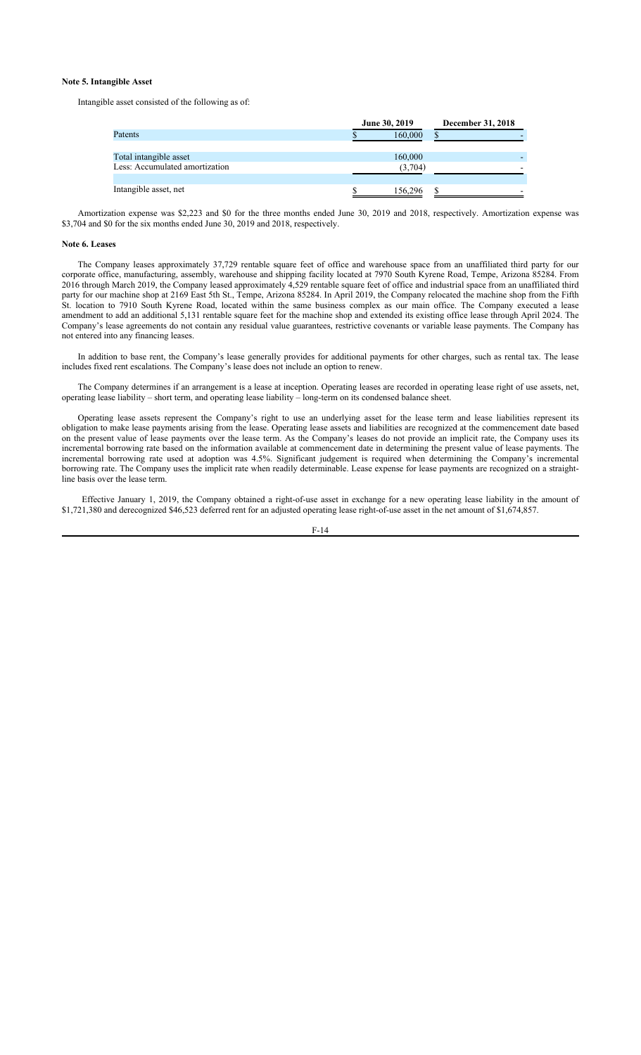**Note 5. Intangible Asset**

Intangible asset consisted of the following as of:

| | June 30, 2019 | December 31, 2018 |
|---|---|---|
| Patents | $ 160,000 | $ - |
| | | |
| Total intangible asset | 160,000 | - |
| Less: Accumulated amortization | (3,704) | - |
| | | |
| Intangible asset, net | $ 156,296 | $ - |

Amortization expense was $2,223 and $0 for the three months ended June 30, 2019 and 2018, respectively. Amortization expense was $3,704 and $0 for the six months ended June 30, 2019 and 2018, respectively.

**Note 6. Leases**

The Company leases approximately 37,729 rentable square feet of office and warehouse space from an unaffiliated third party for our corporate office, manufacturing, assembly, warehouse and shipping facility located at 7970 South Kyrene Road, Tempe, Arizona 85284. From 2016 through March 2019, the Company leased approximately 4,529 rentable square feet of office and industrial space from an unaffiliated third party for our machine shop at 2169 East 5th St., Tempe, Arizona 85284. In April 2019, the Company relocated the machine shop from the Fifth St. location to 7910 South Kyrene Road, located within the same business complex as our main office. The Company executed a lease amendment to add an additional 5,131 rentable square feet for the machine shop and extended its existing office lease through April 2024. The Company's lease agreements do not contain any residual value guarantees, restrictive covenants or variable lease payments. The Company has not entered into any financing leases.

In addition to base rent, the Company's lease generally provides for additional payments for other charges, such as rental tax. The lease includes fixed rent escalations. The Company's lease does not include an option to renew.

The Company determines if an arrangement is a lease at inception. Operating leases are recorded in operating lease right of use assets, net, operating lease liability – short term, and operating lease liability – long-term on its condensed balance sheet.

Operating lease assets represent the Company's right to use an underlying asset for the lease term and lease liabilities represent its obligation to make lease payments arising from the lease. Operating lease assets and liabilities are recognized at the commencement date based on the present value of lease payments over the lease term. As the Company's leases do not provide an implicit rate, the Company uses its incremental borrowing rate based on the information available at commencement date in determining the present value of lease payments. The incremental borrowing rate used at adoption was 4.5%. Significant judgement is required when determining the Company's incremental borrowing rate. The Company uses the implicit rate when readily determinable. Lease expense for lease payments are recognized on a straight-line basis over the lease term.

Effective January 1, 2019, the Company obtained a right-of-use asset in exchange for a new operating lease liability in the amount of $1,721,380 and derecognized $46,523 deferred rent for an adjusted operating lease right-of-use asset in the net amount of $1,674,857.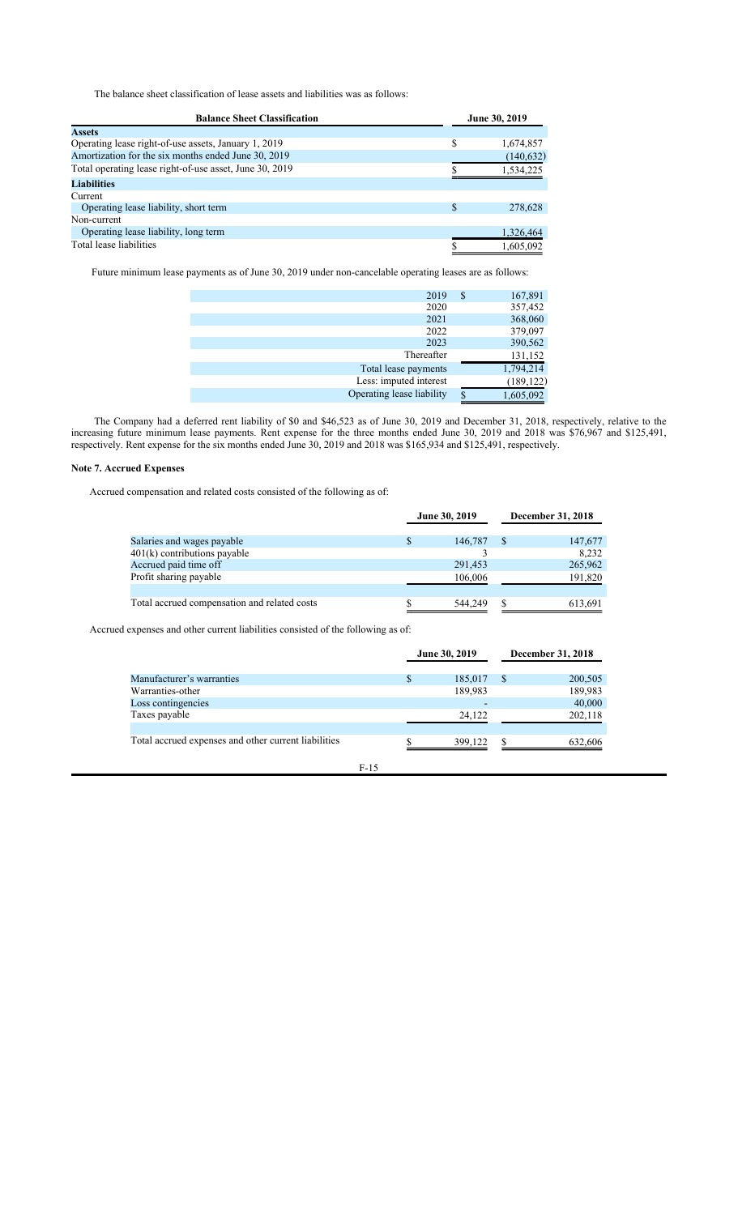The balance sheet classification of lease assets and liabilities was as follows:

| Balance Sheet Classification | June 30, 2019 |
| --- | --- |
| **Assets** | |
| Operating lease right-of-use assets, January 1, 2019 | $ 1,674,857 |
| Amortization for the six months ended June 30, 2019 | (140,632) |
| Total operating lease right-of-use asset, June 30, 2019 | $ 1,534,225 |
| **Liabilities** | |
| Current | |
| Operating lease liability, short term | $ 278,628 |
| Non-current | |
| Operating lease liability, long term | 1,326,464 |
| Total lease liabilities | $ 1,605,092 |

Future minimum lease payments as of June 30, 2019 under non-cancelable operating leases are as follows:

| | |
| --- | --- |
| 2019 | $ 167,891 |
| 2020 | 357,452 |
| 2021 | 368,060 |
| 2022 | 379,097 |
| 2023 | 390,562 |
| Thereafter | 131,152 |
| Total lease payments | 1,794,214 |
| Less: imputed interest | (189,122) |
| Operating lease liability | $ 1,605,092 |

The Company had a deferred rent liability of $0 and $46,523 as of June 30, 2019 and December 31, 2018, respectively, relative to the increasing future minimum lease payments. Rent expense for the three months ended June 30, 2019 and 2018 was $76,967 and $125,491, respectively. Rent expense for the six months ended June 30, 2019 and 2018 was $165,934 and $125,491, respectively.

### Note 7. Accrued Expenses

Accrued compensation and related costs consisted of the following as of:

| | June 30, 2019 | December 31, 2018 |
| --- | --- | --- |
| Salaries and wages payable | $ 146,787 | $ 147,677 |
| 401(k) contributions payable | 3 | 8,232 |
| Accrued paid time off | 291,453 | 265,962 |
| Profit sharing payable | 106,006 | 191,820 |
| | | |
| Total accrued compensation and related costs | $ 544,249 | $ 613,691 |

Accrued expenses and other current liabilities consisted of the following as of:

| | June 30, 2019 | December 31, 2018 |
| --- | --- | --- |
| Manufacturer's warranties | $ 185,017 | $ 200,505 |
| Warranties-other | 189,983 | 189,983 |
| Loss contingencies | - | 40,000 |
| Taxes payable | 24,122 | 202,118 |
| | | |
| Total accrued expenses and other current liabilities | $ 399,122 | $ 632,606 |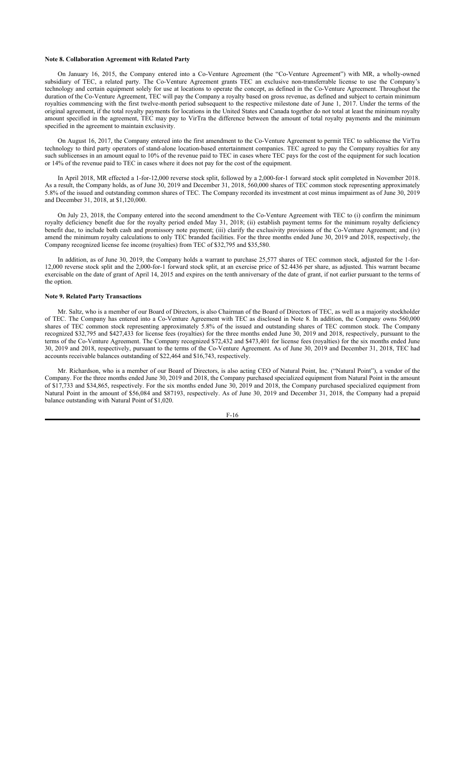### Note 8. Collaboration Agreement with Related Party

On January 16, 2015, the Company entered into a Co-Venture Agreement (the "Co-Venture Agreement") with MR, a wholly-owned subsidiary of TEC, a related party. The Co-Venture Agreement grants TEC an exclusive non-transferrable license to use the Company's technology and certain equipment solely for use at locations to operate the concept, as defined in the Co-Venture Agreement. Throughout the duration of the Co-Venture Agreement, TEC will pay the Company a royalty based on gross revenue, as defined and subject to certain minimum royalties commencing with the first twelve-month period subsequent to the respective milestone date of June 1, 2017. Under the terms of the original agreement, if the total royalty payments for locations in the United States and Canada together do not total at least the minimum royalty amount specified in the agreement, TEC may pay to VirTra the difference between the amount of total royalty payments and the minimum specified in the agreement to maintain exclusivity.

On August 16, 2017, the Company entered into the first amendment to the Co-Venture Agreement to permit TEC to sublicense the VirTra technology to third party operators of stand-alone location-based entertainment companies. TEC agreed to pay the Company royalties for any such sublicenses in an amount equal to 10% of the revenue paid to TEC in cases where TEC pays for the cost of the equipment for such location or 14% of the revenue paid to TEC in cases where it does not pay for the cost of the equipment.

In April 2018, MR effected a 1-for-12,000 reverse stock split, followed by a 2,000-for-1 forward stock split completed in November 2018. As a result, the Company holds, as of June 30, 2019 and December 31, 2018, 560,000 shares of TEC common stock representing approximately 5.8% of the issued and outstanding common shares of TEC. The Company recorded its investment at cost minus impairment as of June 30, 2019 and December 31, 2018, at $1,120,000.

On July 23, 2018, the Company entered into the second amendment to the Co-Venture Agreement with TEC to (i) confirm the minimum royalty deficiency benefit due for the royalty period ended May 31, 2018; (ii) establish payment terms for the minimum royalty deficiency benefit due, to include both cash and promissory note payment; (iii) clarify the exclusivity provisions of the Co-Venture Agreement; and (iv) amend the minimum royalty calculations to only TEC branded facilities. For the three months ended June 30, 2019 and 2018, respectively, the Company recognized license fee income (royalties) from TEC of $32,795 and $35,580.

In addition, as of June 30, 2019, the Company holds a warrant to purchase 25,577 shares of TEC common stock, adjusted for the 1-for-12,000 reverse stock split and the 2,000-for-1 forward stock split, at an exercise price of $2.4436 per share, as adjusted. This warrant became exercisable on the date of grant of April 14, 2015 and expires on the tenth anniversary of the date of grant, if not earlier pursuant to the terms of the option.

### Note 9. Related Party Transactions

Mr. Saltz, who is a member of our Board of Directors, is also Chairman of the Board of Directors of TEC, as well as a majority stockholder of TEC. The Company has entered into a Co-Venture Agreement with TEC as disclosed in Note 8. In addition, the Company owns 560,000 shares of TEC common stock representing approximately 5.8% of the issued and outstanding shares of TEC common stock. The Company recognized $32,795 and $427,433 for license fees (royalties) for the three months ended June 30, 2019 and 2018, respectively, pursuant to the terms of the Co-Venture Agreement. The Company recognized $72,432 and $473,401 for license fees (royalties) for the six months ended June 30, 2019 and 2018, respectively, pursuant to the terms of the Co-Venture Agreement. As of June 30, 2019 and December 31, 2018, TEC had accounts receivable balances outstanding of $22,464 and $16,743, respectively.

Mr. Richardson, who is a member of our Board of Directors, is also acting CEO of Natural Point, Inc. ("Natural Point"), a vendor of the Company. For the three months ended June 30, 2019 and 2018, the Company purchased specialized equipment from Natural Point in the amount of $17,733 and $34,865, respectively. For the six months ended June 30, 2019 and 2018, the Company purchased specialized equipment from Natural Point in the amount of $56,084 and $87193, respectively. As of June 30, 2019 and December 31, 2018, the Company had a prepaid balance outstanding with Natural Point of $1,020.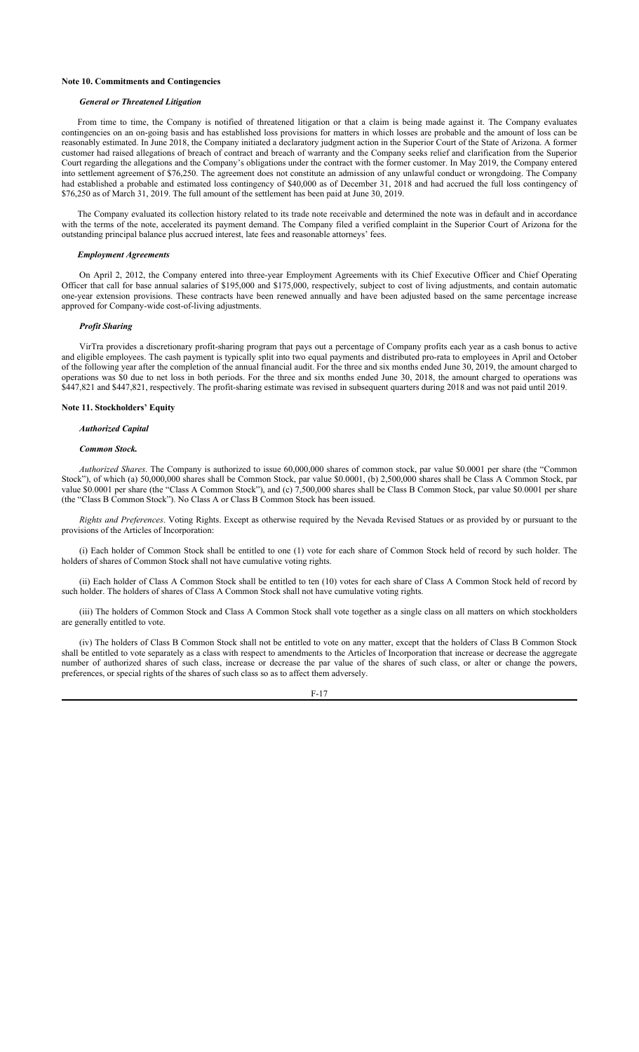### Note 10. Commitments and Contingencies

***General or Threatened Litigation***

From time to time, the Company is notified of threatened litigation or that a claim is being made against it. The Company evaluates contingencies on an on-going basis and has established loss provisions for matters in which losses are probable and the amount of loss can be reasonably estimated. In June 2018, the Company initiated a declaratory judgment action in the Superior Court of the State of Arizona. A former customer had raised allegations of breach of contract and breach of warranty and the Company seeks relief and clarification from the Superior Court regarding the allegations and the Company's obligations under the contract with the former customer. In May 2019, the Company entered into settlement agreement of $76,250. The agreement does not constitute an admission of any unlawful conduct or wrongdoing. The Company had established a probable and estimated loss contingency of $40,000 as of December 31, 2018 and had accrued the full loss contingency of $76,250 as of March 31, 2019. The full amount of the settlement has been paid at June 30, 2019.

The Company evaluated its collection history related to its trade note receivable and determined the note was in default and in accordance with the terms of the note, accelerated its payment demand. The Company filed a verified complaint in the Superior Court of Arizona for the outstanding principal balance plus accrued interest, late fees and reasonable attorneys' fees.

***Employment Agreements***

On April 2, 2012, the Company entered into three-year Employment Agreements with its Chief Executive Officer and Chief Operating Officer that call for base annual salaries of $195,000 and $175,000, respectively, subject to cost of living adjustments, and contain automatic one-year extension provisions. These contracts have been renewed annually and have been adjusted based on the same percentage increase approved for Company-wide cost-of-living adjustments.

***Profit Sharing***

VirTra provides a discretionary profit-sharing program that pays out a percentage of Company profits each year as a cash bonus to active and eligible employees. The cash payment is typically split into two equal payments and distributed pro-rata to employees in April and October of the following year after the completion of the annual financial audit. For the three and six months ended June 30, 2019, the amount charged to operations was $0 due to net loss in both periods. For the three and six months ended June 30, 2018, the amount charged to operations was $447,821 and $447,821, respectively. The profit-sharing estimate was revised in subsequent quarters during 2018 and was not paid until 2019.

### Note 11. Stockholders' Equity

***Authorized Capital***

***Common Stock.***

*Authorized Shares*. The Company is authorized to issue 60,000,000 shares of common stock, par value $0.0001 per share (the "Common Stock"), of which (a) 50,000,000 shares shall be Common Stock, par value $0.0001, (b) 2,500,000 shares shall be Class A Common Stock, par value $0.0001 per share (the "Class A Common Stock"), and (c) 7,500,000 shares shall be Class B Common Stock, par value $0.0001 per share (the "Class B Common Stock"). No Class A or Class B Common Stock has been issued.

*Rights and Preferences*. Voting Rights. Except as otherwise required by the Nevada Revised Statues or as provided by or pursuant to the provisions of the Articles of Incorporation:

(i) Each holder of Common Stock shall be entitled to one (1) vote for each share of Common Stock held of record by such holder. The holders of shares of Common Stock shall not have cumulative voting rights.

(ii) Each holder of Class A Common Stock shall be entitled to ten (10) votes for each share of Class A Common Stock held of record by such holder. The holders of shares of Class A Common Stock shall not have cumulative voting rights.

(iii) The holders of Common Stock and Class A Common Stock shall vote together as a single class on all matters on which stockholders are generally entitled to vote.

(iv) The holders of Class B Common Stock shall not be entitled to vote on any matter, except that the holders of Class B Common Stock shall be entitled to vote separately as a class with respect to amendments to the Articles of Incorporation that increase or decrease the aggregate number of authorized shares of such class, increase or decrease the par value of the shares of such class, or alter or change the powers, preferences, or special rights of the shares of such class so as to affect them adversely.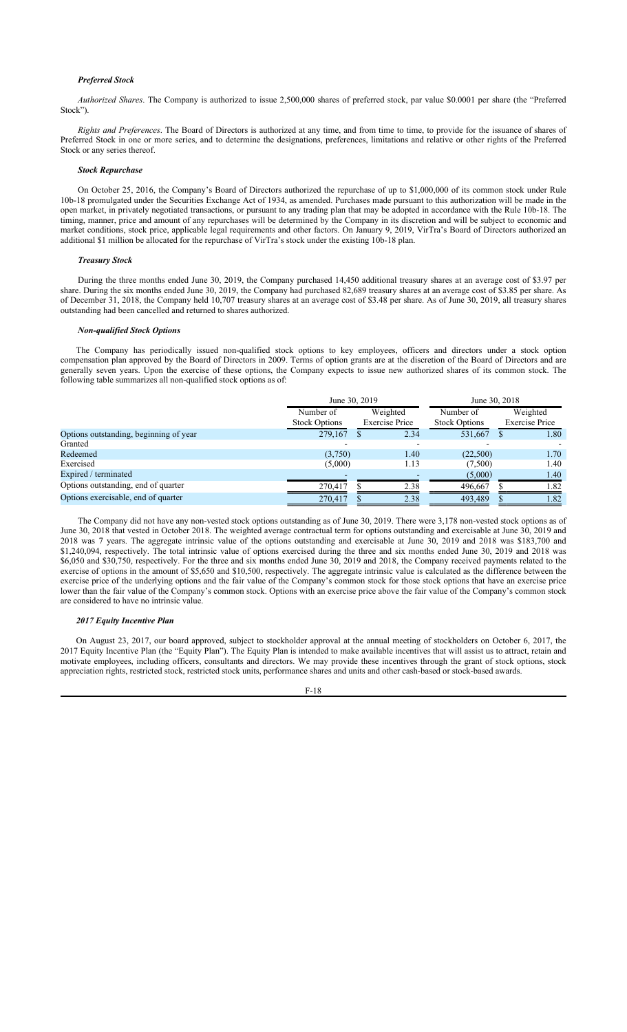### *Preferred Stock*

*Authorized Shares*. The Company is authorized to issue 2,500,000 shares of preferred stock, par value $0.0001 per share (the "Preferred Stock").

*Rights and Preferences*. The Board of Directors is authorized at any time, and from time to time, to provide for the issuance of shares of Preferred Stock in one or more series, and to determine the designations, preferences, limitations and relative or other rights of the Preferred Stock or any series thereof.

### *Stock Repurchase*

On October 25, 2016, the Company's Board of Directors authorized the repurchase of up to $1,000,000 of its common stock under Rule 10b-18 promulgated under the Securities Exchange Act of 1934, as amended. Purchases made pursuant to this authorization will be made in the open market, in privately negotiated transactions, or pursuant to any trading plan that may be adopted in accordance with the Rule 10b-18. The timing, manner, price and amount of any repurchases will be determined by the Company in its discretion and will be subject to economic and market conditions, stock price, applicable legal requirements and other factors. On January 9, 2019, VirTra's Board of Directors authorized an additional $1 million be allocated for the repurchase of VirTra's stock under the existing 10b-18 plan.

### *Treasury Stock*

During the three months ended June 30, 2019, the Company purchased 14,450 additional treasury shares at an average cost of $3.97 per share. During the six months ended June 30, 2019, the Company had purchased 82,689 treasury shares at an average cost of $3.85 per share. As of December 31, 2018, the Company held 10,707 treasury shares at an average cost of $3.48 per share. As of June 30, 2019, all treasury shares outstanding had been cancelled and returned to shares authorized.

### *Non-qualified Stock Options*

The Company has periodically issued non-qualified stock options to key employees, officers and directors under a stock option compensation plan approved by the Board of Directors in 2009. Terms of option grants are at the discretion of the Board of Directors and are generally seven years. Upon the exercise of these options, the Company expects to issue new authorized shares of its common stock. The following table summarizes all non-qualified stock options as of:

| | June 30, 2019 | | June 30, 2018 | |
|---|---|---|---|---|
| | Number of Stock Options | Weighted Exercise Price | Number of Stock Options | Weighted Exercise Price |
| Options outstanding, beginning of year | 279,167 | $ 2.34 | 531,667 | $ 1.80 |
| Granted | - | - | - | - |
| Redeemed | (3,750) | 1.40 | (22,500) | 1.70 |
| Exercised | (5,000) | 1.13 | (7,500) | 1.40 |
| Expired / terminated | - | - | (5,000) | 1.40 |
| Options outstanding, end of quarter | 270,417 | $ 2.38 | 496,667 | $ 1.82 |
| Options exercisable, end of quarter | 270,417 | $ 2.38 | 493,489 | $ 1.82 |

The Company did not have any non-vested stock options outstanding as of June 30, 2019. There were 3,178 non-vested stock options as of June 30, 2018 that vested in October 2018. The weighted average contractual term for options outstanding and exercisable at June 30, 2019 and 2018 was 7 years. The aggregate intrinsic value of the options outstanding and exercisable at June 30, 2019 and 2018 was $183,700 and $1,240,094, respectively. The total intrinsic value of options exercised during the three and six months ended June 30, 2019 and 2018 was $6,050 and $30,750, respectively. For the three and six months ended June 30, 2019 and 2018, the Company received payments related to the exercise of options in the amount of $5,650 and $10,500, respectively. The aggregate intrinsic value is calculated as the difference between the exercise price of the underlying options and the fair value of the Company's common stock for those stock options that have an exercise price lower than the fair value of the Company's common stock. Options with an exercise price above the fair value of the Company's common stock are considered to have no intrinsic value.

### *2017 Equity Incentive Plan*

On August 23, 2017, our board approved, subject to stockholder approval at the annual meeting of stockholders on October 6, 2017, the 2017 Equity Incentive Plan (the "Equity Plan"). The Equity Plan is intended to make available incentives that will assist us to attract, retain and motivate employees, including officers, consultants and directors. We may provide these incentives through the grant of stock options, stock appreciation rights, restricted stock, restricted stock units, performance shares and units and other cash-based or stock-based awards.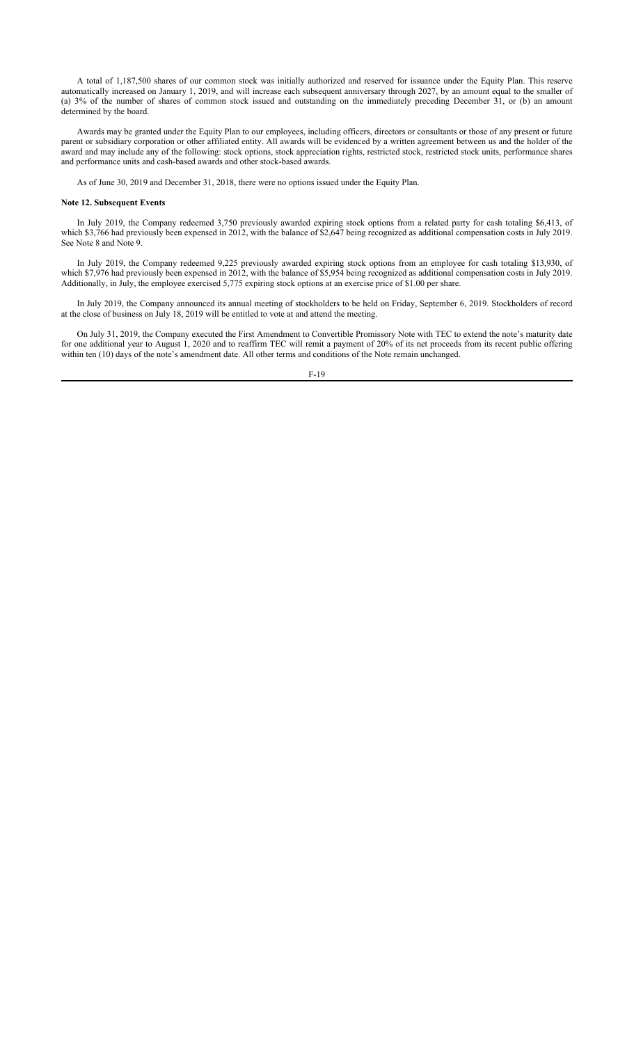A total of 1,187,500 shares of our common stock was initially authorized and reserved for issuance under the Equity Plan. This reserve automatically increased on January 1, 2019, and will increase each subsequent anniversary through 2027, by an amount equal to the smaller of (a) 3% of the number of shares of common stock issued and outstanding on the immediately preceding December 31, or (b) an amount determined by the board.

Awards may be granted under the Equity Plan to our employees, including officers, directors or consultants or those of any present or future parent or subsidiary corporation or other affiliated entity. All awards will be evidenced by a written agreement between us and the holder of the award and may include any of the following: stock options, stock appreciation rights, restricted stock, restricted stock units, performance shares and performance units and cash-based awards and other stock-based awards.

As of June 30, 2019 and December 31, 2018, there were no options issued under the Equity Plan.

**Note 12. Subsequent Events**

In July 2019, the Company redeemed 3,750 previously awarded expiring stock options from a related party for cash totaling $6,413, of which $3,766 had previously been expensed in 2012, with the balance of $2,647 being recognized as additional compensation costs in July 2019. See Note 8 and Note 9.

In July 2019, the Company redeemed 9,225 previously awarded expiring stock options from an employee for cash totaling $13,930, of which $7,976 had previously been expensed in 2012, with the balance of $5,954 being recognized as additional compensation costs in July 2019. Additionally, in July, the employee exercised 5,775 expiring stock options at an exercise price of $1.00 per share.

In July 2019, the Company announced its annual meeting of stockholders to be held on Friday, September 6, 2019. Stockholders of record at the close of business on July 18, 2019 will be entitled to vote at and attend the meeting.

On July 31, 2019, the Company executed the First Amendment to Convertible Promissory Note with TEC to extend the note's maturity date for one additional year to August 1, 2020 and to reaffirm TEC will remit a payment of 20% of its net proceeds from its recent public offering within ten (10) days of the note's amendment date. All other terms and conditions of the Note remain unchanged.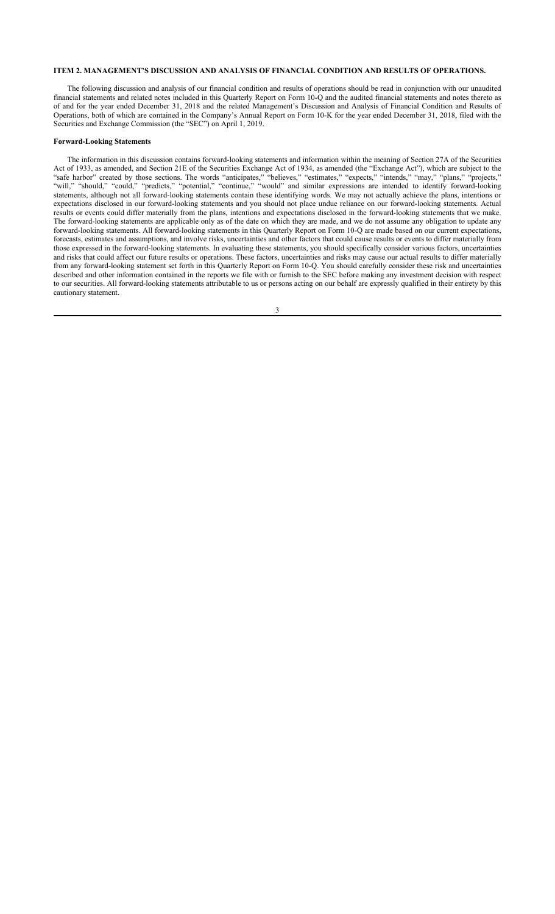## ITEM 2. MANAGEMENT'S DISCUSSION AND ANALYSIS OF FINANCIAL CONDITION AND RESULTS OF OPERATIONS.

The following discussion and analysis of our financial condition and results of operations should be read in conjunction with our unaudited financial statements and related notes included in this Quarterly Report on Form 10-Q and the audited financial statements and notes thereto as of and for the year ended December 31, 2018 and the related Management's Discussion and Analysis of Financial Condition and Results of Operations, both of which are contained in the Company's Annual Report on Form 10-K for the year ended December 31, 2018, filed with the Securities and Exchange Commission (the "SEC") on April 1, 2019.

### Forward-Looking Statements

The information in this discussion contains forward-looking statements and information within the meaning of Section 27A of the Securities Act of 1933, as amended, and Section 21E of the Securities Exchange Act of 1934, as amended (the "Exchange Act"), which are subject to the "safe harbor" created by those sections. The words "anticipates," "believes," "estimates," "expects," "intends," "may," "plans," "projects," "will," "should," "could," "predicts," "potential," "continue," "would" and similar expressions are intended to identify forward-looking statements, although not all forward-looking statements contain these identifying words. We may not actually achieve the plans, intentions or expectations disclosed in our forward-looking statements and you should not place undue reliance on our forward-looking statements. Actual results or events could differ materially from the plans, intentions and expectations disclosed in the forward-looking statements that we make. The forward-looking statements are applicable only as of the date on which they are made, and we do not assume any obligation to update any forward-looking statements. All forward-looking statements in this Quarterly Report on Form 10-Q are made based on our current expectations, forecasts, estimates and assumptions, and involve risks, uncertainties and other factors that could cause results or events to differ materially from those expressed in the forward-looking statements. In evaluating these statements, you should specifically consider various factors, uncertainties and risks that could affect our future results or operations. These factors, uncertainties and risks may cause our actual results to differ materially from any forward-looking statement set forth in this Quarterly Report on Form 10-Q. You should carefully consider these risk and uncertainties described and other information contained in the reports we file with or furnish to the SEC before making any investment decision with respect to our securities. All forward-looking statements attributable to us or persons acting on our behalf are expressly qualified in their entirety by this cautionary statement.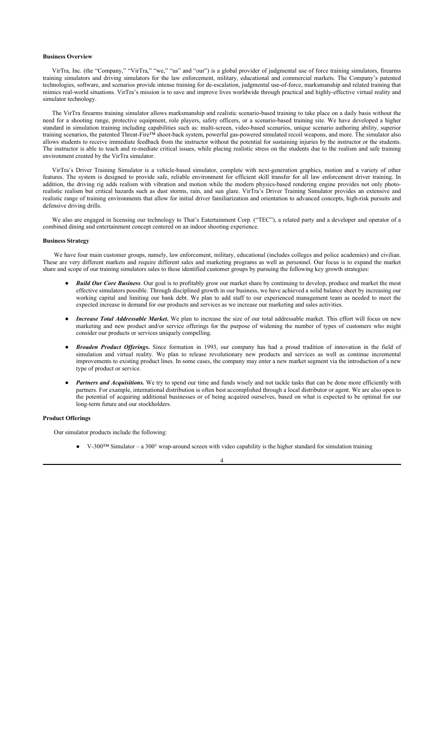**Business Overview**

VirTra, Inc. (the "Company," "VirTra," "we," "us" and "our") is a global provider of judgmental use of force training simulators, firearms training simulators and driving simulators for the law enforcement, military, educational and commercial markets. The Company's patented technologies, software, and scenarios provide intense training for de-escalation, judgmental use-of-force, marksmanship and related training that mimics real-world situations. VirTra's mission is to save and improve lives worldwide through practical and highly-effective virtual reality and simulator technology.

The VirTra firearms training simulator allows marksmanship and realistic scenario-based training to take place on a daily basis without the need for a shooting range, protective equipment, role players, safety officers, or a scenario-based training site. We have developed a higher standard in simulation training including capabilities such as: multi-screen, video-based scenarios, unique scenario authoring ability, superior training scenarios, the patented Threat-Fire™ shoot-back system, powerful gas-powered simulated recoil weapons, and more. The simulator also allows students to receive immediate feedback from the instructor without the potential for sustaining injuries by the instructor or the students. The instructor is able to teach and re-mediate critical issues, while placing realistic stress on the students due to the realism and safe training environment created by the VirTra simulator.

VirTra's Driver Training Simulator is a vehicle-based simulator, complete with next-generation graphics, motion and a variety of other features. The system is designed to provide safe, reliable environment for efficient skill transfer for all law enforcement driver training. In addition, the driving rig adds realism with vibration and motion while the modern physics-based rendering engine provides not only photo-realistic realism but critical hazards such as dust storms, rain, and sun glare. VirTra's Driver Training Simulator provides an extensive and realistic range of training environments that allow for initial driver familiarization and orientation to advanced concepts, high-risk pursuits and defensive driving drills.

We also are engaged in licensing our technology to That's Eatertainment Corp. ("TEC"), a related party and a developer and operator of a combined dining and entertainment concept centered on an indoor shooting experience.

**Business Strategy**

We have four main customer groups, namely, law enforcement, military, educational (includes colleges and police academies) and civilian. These are very different markets and require different sales and marketing programs as well as personnel. Our focus is to expand the market share and scope of our training simulators sales to these identified customer groups by pursuing the following key growth strategies:

- ***Build Our Core Business***. Our goal is to profitably grow our market share by continuing to develop, produce and market the most effective simulators possible. Through disciplined growth in our business, we have achieved a solid balance sheet by increasing our working capital and limiting our bank debt. We plan to add staff to our experienced management team as needed to meet the expected increase in demand for our products and services as we increase our marketing and sales activities.
- ***Increase Total Addressable Market.*** We plan to increase the size of our total addressable market. This effort will focus on new marketing and new product and/or service offerings for the purpose of widening the number of types of customers who might consider our products or services uniquely compelling.
- ***Broaden Product Offerings.*** Since formation in 1993, our company has had a proud tradition of innovation in the field of simulation and virtual reality. We plan to release revolutionary new products and services as well as continue incremental improvements to existing product lines. In some cases, the company may enter a new market segment via the introduction of a new type of product or service.
- ***Partners and Acquisitions.*** We try to spend our time and funds wisely and not tackle tasks that can be done more efficiently with partners. For example, international distribution is often best accomplished through a local distributor or agent. We are also open to the potential of acquiring additional businesses or of being acquired ourselves, based on what is expected to be optimal for our long-term future and our stockholders.

**Product Offerings**

Our simulator products include the following:

- V-300™ Simulator – a 300° wrap-around screen with video capability is the higher standard for simulation training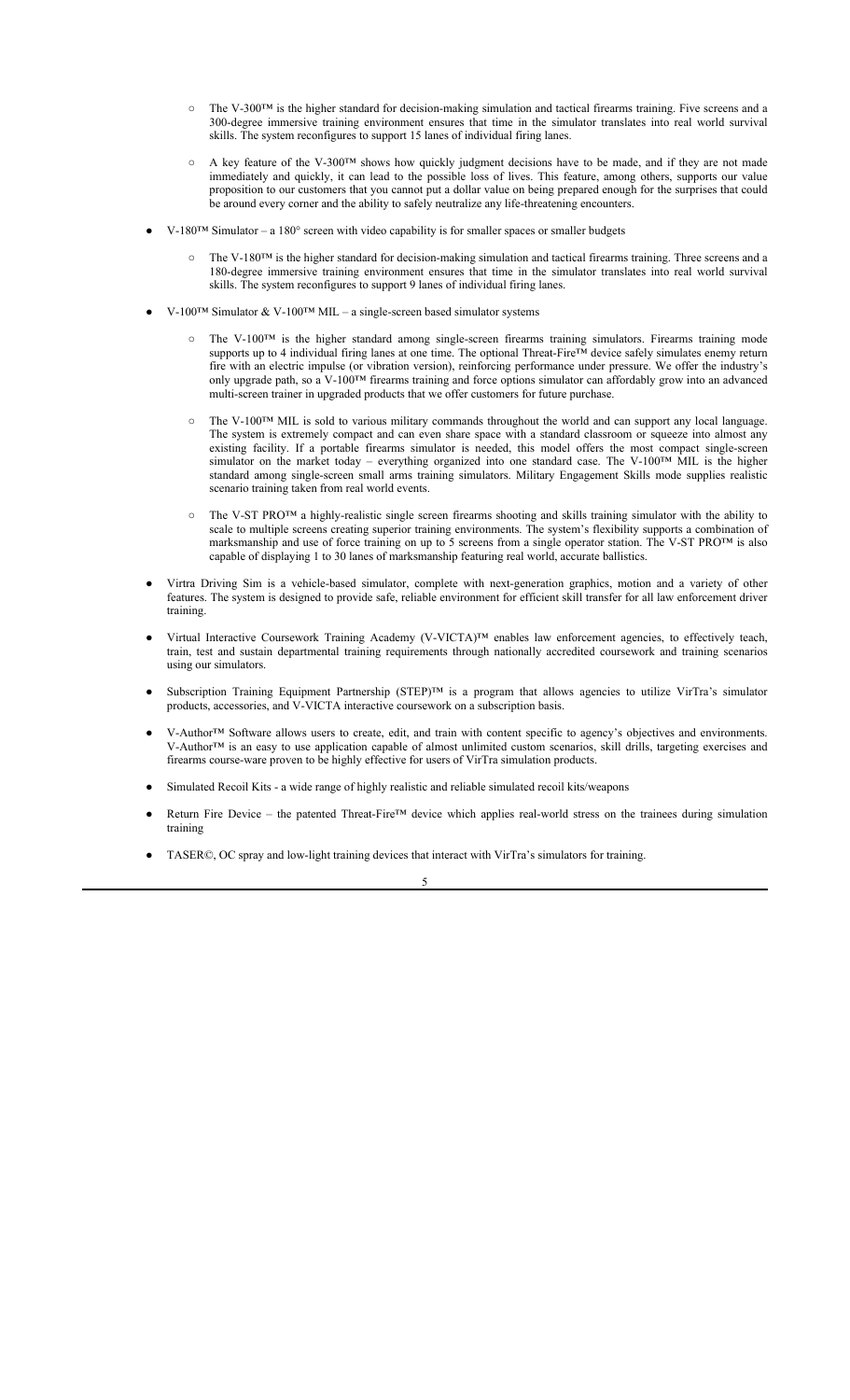- The V-300™ is the higher standard for decision-making simulation and tactical firearms training. Five screens and a 300-degree immersive training environment ensures that time in the simulator translates into real world survival skills. The system reconfigures to support 15 lanes of individual firing lanes.

  - A key feature of the V-300™ shows how quickly judgment decisions have to be made, and if they are not made immediately and quickly, it can lead to the possible loss of lives. This feature, among others, supports our value proposition to our customers that you cannot put a dollar value on being prepared enough for the surprises that could be around every corner and the ability to safely neutralize any life-threatening encounters.

- V-180™ Simulator – a 180° screen with video capability is for smaller spaces or smaller budgets

  - The V-180™ is the higher standard for decision-making simulation and tactical firearms training. Three screens and a 180-degree immersive training environment ensures that time in the simulator translates into real world survival skills. The system reconfigures to support 9 lanes of individual firing lanes.

- V-100™ Simulator & V-100™ MIL – a single-screen based simulator systems

  - The V-100™ is the higher standard among single-screen firearms training simulators. Firearms training mode supports up to 4 individual firing lanes at one time. The optional Threat-Fire™ device safely simulates enemy return fire with an electric impulse (or vibration version), reinforcing performance under pressure. We offer the industry's only upgrade path, so a V-100™ firearms training and force options simulator can affordably grow into an advanced multi-screen trainer in upgraded products that we offer customers for future purchase.

  - The V-100™ MIL is sold to various military commands throughout the world and can support any local language. The system is extremely compact and can even share space with a standard classroom or squeeze into almost any existing facility. If a portable firearms simulator is needed, this model offers the most compact single-screen simulator on the market today – everything organized into one standard case. The V-100™ MIL is the higher standard among single-screen small arms training simulators. Military Engagement Skills mode supplies realistic scenario training taken from real world events.

  - The V-ST PRO™ a highly-realistic single screen firearms shooting and skills training simulator with the ability to scale to multiple screens creating superior training environments. The system's flexibility supports a combination of marksmanship and use of force training on up to 5 screens from a single operator station. The V-ST PRO™ is also capable of displaying 1 to 30 lanes of marksmanship featuring real world, accurate ballistics.

- Virtra Driving Sim is a vehicle-based simulator, complete with next-generation graphics, motion and a variety of other features. The system is designed to provide safe, reliable environment for efficient skill transfer for all law enforcement driver training.

- Virtual Interactive Coursework Training Academy (V-VICTA)™ enables law enforcement agencies, to effectively teach, train, test and sustain departmental training requirements through nationally accredited coursework and training scenarios using our simulators.

- Subscription Training Equipment Partnership (STEP)™ is a program that allows agencies to utilize VirTra's simulator products, accessories, and V-VICTA interactive coursework on a subscription basis.

- V-Author™ Software allows users to create, edit, and train with content specific to agency's objectives and environments. V-Author™ is an easy to use application capable of almost unlimited custom scenarios, skill drills, targeting exercises and firearms course-ware proven to be highly effective for users of VirTra simulation products.

- Simulated Recoil Kits - a wide range of highly realistic and reliable simulated recoil kits/weapons

- Return Fire Device – the patented Threat-Fire™ device which applies real-world stress on the trainees during simulation training

- TASER©, OC spray and low-light training devices that interact with VirTra's simulators for training.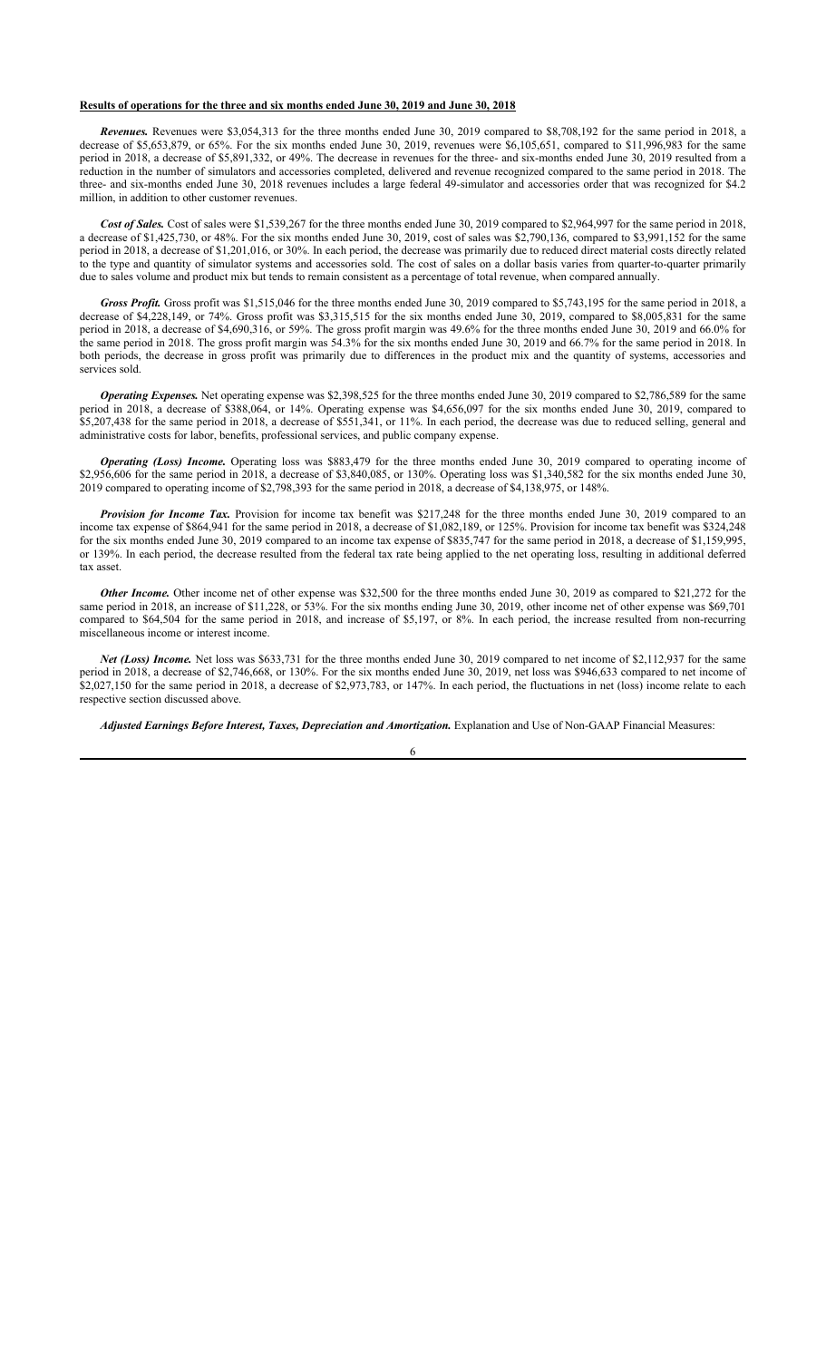**Results of operations for the three and six months ended June 30, 2019 and June 30, 2018**

***Revenues.*** Revenues were $3,054,313 for the three months ended June 30, 2019 compared to $8,708,192 for the same period in 2018, a decrease of $5,653,879, or 65%. For the six months ended June 30, 2019, revenues were $6,105,651, compared to $11,996,983 for the same period in 2018, a decrease of $5,891,332, or 49%. The decrease in revenues for the three- and six-months ended June 30, 2019 resulted from a reduction in the number of simulators and accessories completed, delivered and revenue recognized compared to the same period in 2018. The three- and six-months ended June 30, 2018 revenues includes a large federal 49-simulator and accessories order that was recognized for $4.2 million, in addition to other customer revenues.

***Cost of Sales.*** Cost of sales were $1,539,267 for the three months ended June 30, 2019 compared to $2,964,997 for the same period in 2018, a decrease of $1,425,730, or 48%. For the six months ended June 30, 2019, cost of sales was $2,790,136, compared to $3,991,152 for the same period in 2018, a decrease of $1,201,016, or 30%. In each period, the decrease was primarily due to reduced direct material costs directly related to the type and quantity of simulator systems and accessories sold. The cost of sales on a dollar basis varies from quarter-to-quarter primarily due to sales volume and product mix but tends to remain consistent as a percentage of total revenue, when compared annually.

***Gross Profit.*** Gross profit was $1,515,046 for the three months ended June 30, 2019 compared to $5,743,195 for the same period in 2018, a decrease of $4,228,149, or 74%. Gross profit was $3,315,515 for the six months ended June 30, 2019, compared to $8,005,831 for the same period in 2018, a decrease of $4,690,316, or 59%. The gross profit margin was 49.6% for the three months ended June 30, 2019 and 66.0% for the same period in 2018. The gross profit margin was 54.3% for the six months ended June 30, 2019 and 66.7% for the same period in 2018. In both periods, the decrease in gross profit was primarily due to differences in the product mix and the quantity of systems, accessories and services sold.

***Operating Expenses.*** Net operating expense was $2,398,525 for the three months ended June 30, 2019 compared to $2,786,589 for the same period in 2018, a decrease of $388,064, or 14%. Operating expense was $4,656,097 for the six months ended June 30, 2019, compared to $5,207,438 for the same period in 2018, a decrease of $551,341, or 11%. In each period, the decrease was due to reduced selling, general and administrative costs for labor, benefits, professional services, and public company expense.

***Operating (Loss) Income.*** Operating loss was $883,479 for the three months ended June 30, 2019 compared to operating income of $2,956,606 for the same period in 2018, a decrease of $3,840,085, or 130%. Operating loss was $1,340,582 for the six months ended June 30, 2019 compared to operating income of $2,798,393 for the same period in 2018, a decrease of $4,138,975, or 148%.

***Provision for Income Tax.*** Provision for income tax benefit was $217,248 for the three months ended June 30, 2019 compared to an income tax expense of $864,941 for the same period in 2018, a decrease of $1,082,189, or 125%. Provision for income tax benefit was $324,248 for the six months ended June 30, 2019 compared to an income tax expense of $835,747 for the same period in 2018, a decrease of $1,159,995, or 139%. In each period, the decrease resulted from the federal tax rate being applied to the net operating loss, resulting in additional deferred tax asset.

***Other Income.*** Other income net of other expense was $32,500 for the three months ended June 30, 2019 as compared to $21,272 for the same period in 2018, an increase of $11,228, or 53%. For the six months ending June 30, 2019, other income net of other expense was $69,701 compared to $64,504 for the same period in 2018, and increase of $5,197, or 8%. In each period, the increase resulted from non-recurring miscellaneous income or interest income.

***Net (Loss) Income.*** Net loss was $633,731 for the three months ended June 30, 2019 compared to net income of $2,112,937 for the same period in 2018, a decrease of $2,746,668, or 130%. For the six months ended June 30, 2019, net loss was $946,633 compared to net income of $2,027,150 for the same period in 2018, a decrease of $2,973,783, or 147%. In each period, the fluctuations in net (loss) income relate to each respective section discussed above.

***Adjusted Earnings Before Interest, Taxes, Depreciation and Amortization.*** Explanation and Use of Non-GAAP Financial Measures: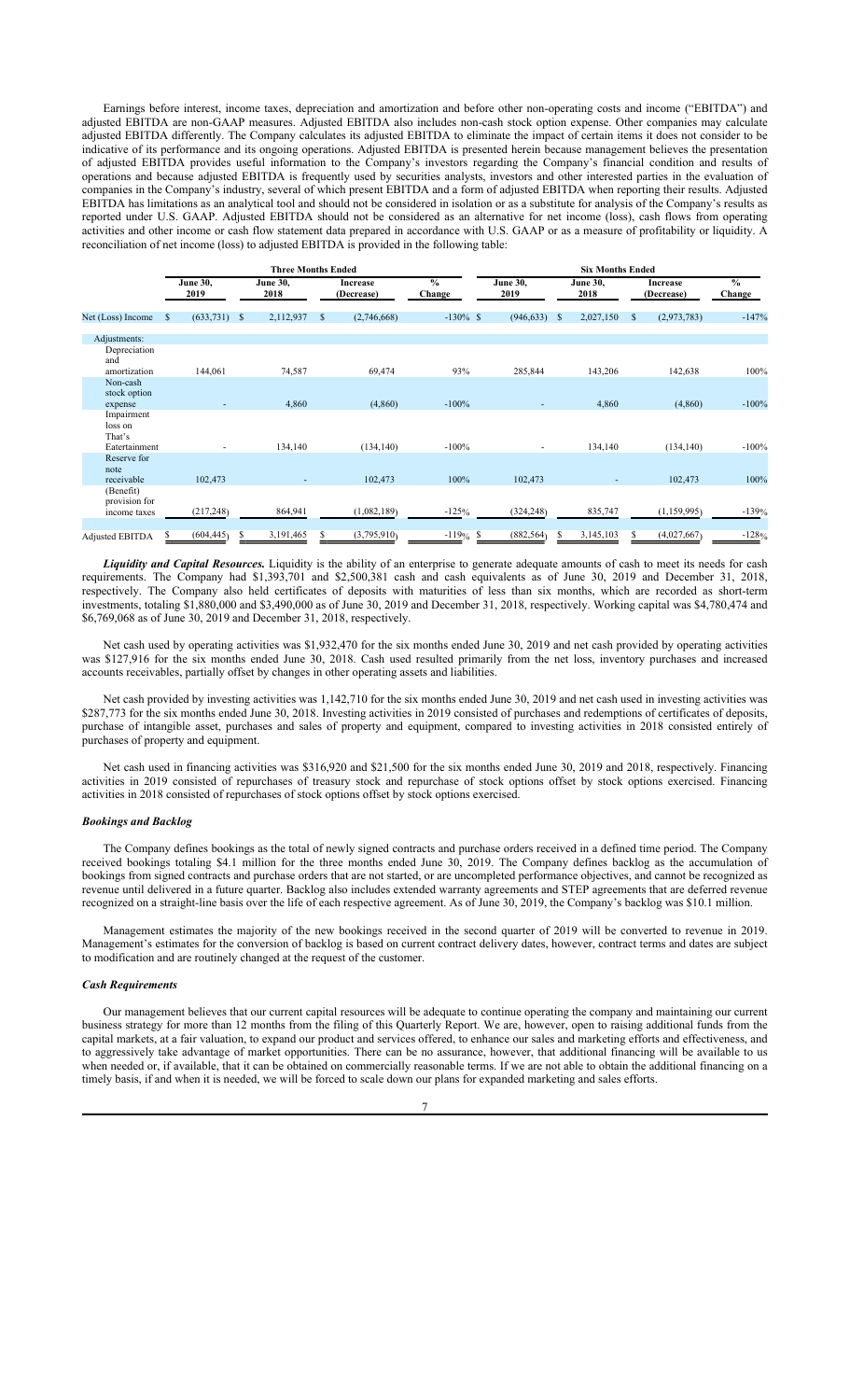Earnings before interest, income taxes, depreciation and amortization and before other non-operating costs and income ("EBITDA") and adjusted EBITDA are non-GAAP measures. Adjusted EBITDA also includes non-cash stock option expense. Other companies may calculate adjusted EBITDA differently. The Company calculates its adjusted EBITDA to eliminate the impact of certain items it does not consider to be indicative of its performance and its ongoing operations. Adjusted EBITDA is presented herein because management believes the presentation of adjusted EBITDA provides useful information to the Company's investors regarding the Company's financial condition and results of operations and because adjusted EBITDA is frequently used by securities analysts, investors and other interested parties in the evaluation of companies in the Company's industry, several of which present EBITDA and a form of adjusted EBITDA when reporting their results. Adjusted EBITDA has limitations as an analytical tool and should not be considered in isolation or as a substitute for analysis of the Company's results as reported under U.S. GAAP. Adjusted EBITDA should not be considered as an alternative for net income (loss), cash flows from operating activities and other income or cash flow statement data prepared in accordance with U.S. GAAP or as a measure of profitability or liquidity. A reconciliation of net income (loss) to adjusted EBITDA is provided in the following table:

| | Three Months Ended | | | | Six Months Ended | | | |
|---|---|---|---|---|---|---|---|---|
| | June 30, 2019 | June 30, 2018 | Increase (Decrease) | % Change | June 30, 2019 | June 30, 2018 | Increase (Decrease) | % Change |
| Net (Loss) Income | $ (633,731) | $ 2,112,937 | $ (2,746,668) | -130% | $ (946,633) | $ 2,027,150 | $ (2,973,783) | -147% |
| Adjustments: | | | | | | | | |
| Depreciation and amortization | 144,061 | 74,587 | 69,474 | 93% | 285,844 | 143,206 | 142,638 | 100% |
| Non-cash stock option expense | - | 4,860 | (4,860) | -100% | - | 4,860 | (4,860) | -100% |
| Impairment loss on That's Eatertainment | - | 134,140 | (134,140) | -100% | - | 134,140 | (134,140) | -100% |
| Reserve for note receivable | 102,473 | - | 102,473 | 100% | 102,473 | - | 102,473 | 100% |
| (Benefit) provision for income taxes | (217,248) | 864,941 | (1,082,189) | -125% | (324,248) | 835,747 | (1,159,995) | -139% |
| Adjusted EBITDA | $ (604,445) | $ 3,191,465 | $ (3,795,910) | -119% | $ (882,564) | $ 3,145,103 | $ (4,027,667) | -128% |

***Liquidity and Capital Resources.*** Liquidity is the ability of an enterprise to generate adequate amounts of cash to meet its needs for cash requirements. The Company had $1,393,701 and $2,500,381 cash and cash equivalents as of June 30, 2019 and December 31, 2018, respectively. The Company also held certificates of deposits with maturities of less than six months, which are recorded as short-term investments, totaling $1,880,000 and $3,490,000 as of June 30, 2019 and December 31, 2018, respectively. Working capital was $4,780,474 and $6,769,068 as of June 30, 2019 and December 31, 2018, respectively.

Net cash used by operating activities was $1,932,470 for the six months ended June 30, 2019 and net cash provided by operating activities was $127,916 for the six months ended June 30, 2018. Cash used resulted primarily from the net loss, inventory purchases and increased accounts receivables, partially offset by changes in other operating assets and liabilities.

Net cash provided by investing activities was 1,142,710 for the six months ended June 30, 2019 and net cash used in investing activities was $287,773 for the six months ended June 30, 2018. Investing activities in 2019 consisted of purchases and redemptions of certificates of deposits, purchase of intangible asset, purchases and sales of property and equipment, compared to investing activities in 2018 consisted entirely of purchases of property and equipment.

Net cash used in financing activities was $316,920 and $21,500 for the six months ended June 30, 2019 and 2018, respectively. Financing activities in 2019 consisted of repurchases of treasury stock and repurchase of stock options offset by stock options exercised. Financing activities in 2018 consisted of repurchases of stock options offset by stock options exercised.

### *Bookings and Backlog*

The Company defines bookings as the total of newly signed contracts and purchase orders received in a defined time period. The Company received bookings totaling $4.1 million for the three months ended June 30, 2019. The Company defines backlog as the accumulation of bookings from signed contracts and purchase orders that are not started, or are uncompleted performance objectives, and cannot be recognized as revenue until delivered in a future quarter. Backlog also includes extended warranty agreements and STEP agreements that are deferred revenue recognized on a straight-line basis over the life of each respective agreement. As of June 30, 2019, the Company's backlog was $10.1 million.

Management estimates the majority of the new bookings received in the second quarter of 2019 will be converted to revenue in 2019. Management's estimates for the conversion of backlog is based on current contract delivery dates, however, contract terms and dates are subject to modification and are routinely changed at the request of the customer.

### *Cash Requirements*

Our management believes that our current capital resources will be adequate to continue operating the company and maintaining our current business strategy for more than 12 months from the filing of this Quarterly Report. We are, however, open to raising additional funds from the capital markets, at a fair valuation, to expand our product and services offered, to enhance our sales and marketing efforts and effectiveness, and to aggressively take advantage of market opportunities. There can be no assurance, however, that additional financing will be available to us when needed or, if available, that it can be obtained on commercially reasonable terms. If we are not able to obtain the additional financing on a timely basis, if and when it is needed, we will be forced to scale down our plans for expanded marketing and sales efforts.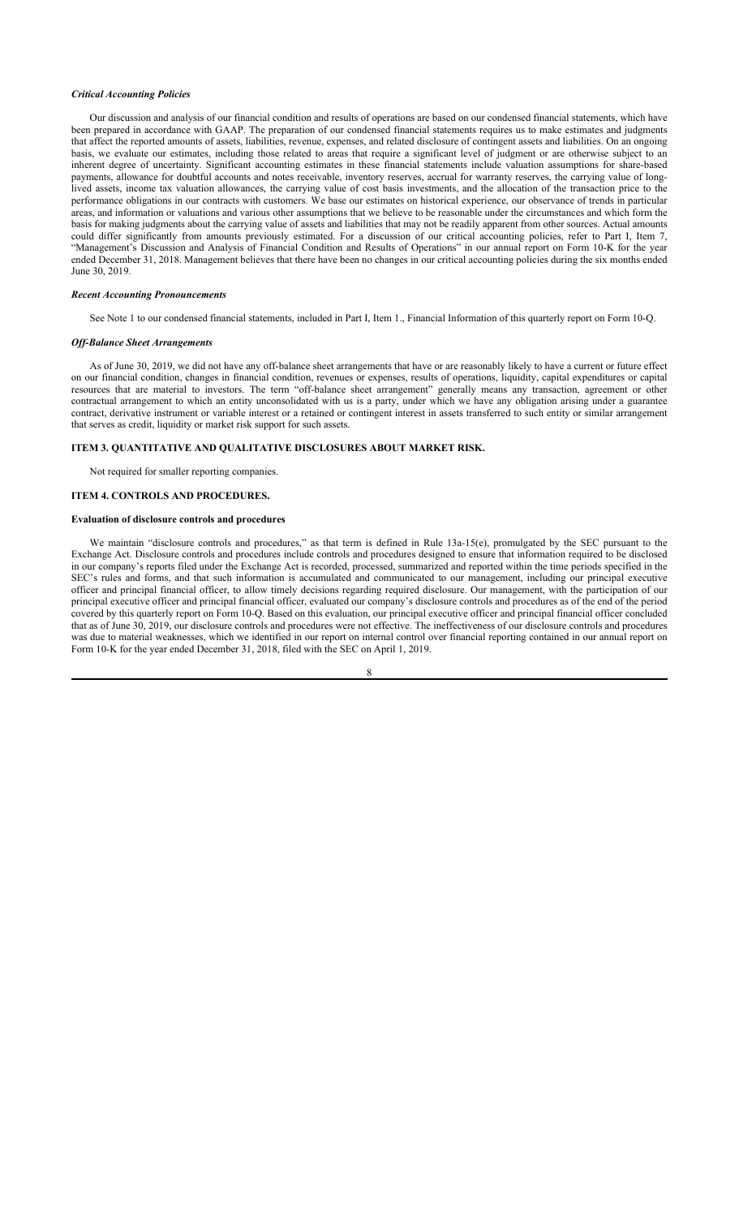***Critical Accounting Policies***

Our discussion and analysis of our financial condition and results of operations are based on our condensed financial statements, which have been prepared in accordance with GAAP. The preparation of our condensed financial statements requires us to make estimates and judgments that affect the reported amounts of assets, liabilities, revenue, expenses, and related disclosure of contingent assets and liabilities. On an ongoing basis, we evaluate our estimates, including those related to areas that require a significant level of judgment or are otherwise subject to an inherent degree of uncertainty. Significant accounting estimates in these financial statements include valuation assumptions for share-based payments, allowance for doubtful accounts and notes receivable, inventory reserves, accrual for warranty reserves, the carrying value of long-lived assets, income tax valuation allowances, the carrying value of cost basis investments, and the allocation of the transaction price to the performance obligations in our contracts with customers. We base our estimates on historical experience, our observance of trends in particular areas, and information or valuations and various other assumptions that we believe to be reasonable under the circumstances and which form the basis for making judgments about the carrying value of assets and liabilities that may not be readily apparent from other sources. Actual amounts could differ significantly from amounts previously estimated. For a discussion of our critical accounting policies, refer to Part I, Item 7, "Management's Discussion and Analysis of Financial Condition and Results of Operations" in our annual report on Form 10-K for the year ended December 31, 2018. Management believes that there have been no changes in our critical accounting policies during the six months ended June 30, 2019.

***Recent Accounting Pronouncements***

See Note 1 to our condensed financial statements, included in Part I, Item 1., Financial Information of this quarterly report on Form 10-Q.

***Off-Balance Sheet Arrangements***

As of June 30, 2019, we did not have any off-balance sheet arrangements that have or are reasonably likely to have a current or future effect on our financial condition, changes in financial condition, revenues or expenses, results of operations, liquidity, capital expenditures or capital resources that are material to investors. The term "off-balance sheet arrangement" generally means any transaction, agreement or other contractual arrangement to which an entity unconsolidated with us is a party, under which we have any obligation arising under a guarantee contract, derivative instrument or variable interest or a retained or contingent interest in assets transferred to such entity or similar arrangement that serves as credit, liquidity or market risk support for such assets.

## ITEM 3. QUANTITATIVE AND QUALITATIVE DISCLOSURES ABOUT MARKET RISK.

Not required for smaller reporting companies.

## ITEM 4. CONTROLS AND PROCEDURES.

**Evaluation of disclosure controls and procedures**

We maintain "disclosure controls and procedures," as that term is defined in Rule 13a-15(e), promulgated by the SEC pursuant to the Exchange Act. Disclosure controls and procedures include controls and procedures designed to ensure that information required to be disclosed in our company's reports filed under the Exchange Act is recorded, processed, summarized and reported within the time periods specified in the SEC's rules and forms, and that such information is accumulated and communicated to our management, including our principal executive officer and principal financial officer, to allow timely decisions regarding required disclosure. Our management, with the participation of our principal executive officer and principal financial officer, evaluated our company's disclosure controls and procedures as of the end of the period covered by this quarterly report on Form 10-Q. Based on this evaluation, our principal executive officer and principal financial officer concluded that as of June 30, 2019, our disclosure controls and procedures were not effective. The ineffectiveness of our disclosure controls and procedures was due to material weaknesses, which we identified in our report on internal control over financial reporting contained in our annual report on Form 10-K for the year ended December 31, 2018, filed with the SEC on April 1, 2019.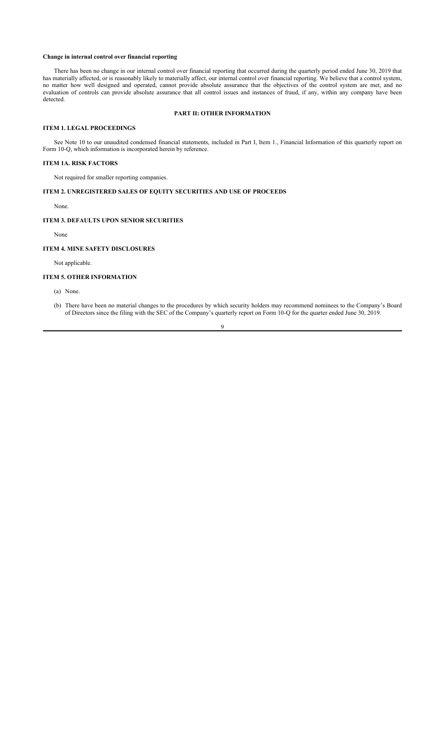**Change in internal control over financial reporting**

There has been no change in our internal control over financial reporting that occurred during the quarterly period ended June 30, 2019 that has materially affected, or is reasonably likely to materially affect, our internal control over financial reporting. We believe that a control system, no matter how well designed and operated, cannot provide absolute assurance that the objectives of the control system are met, and no evaluation of controls can provide absolute assurance that all control issues and instances of fraud, if any, within any company have been detected.

## PART II: OTHER INFORMATION

### ITEM 1. LEGAL PROCEEDINGS

See Note 10 to our unaudited condensed financial statements, included in Part I, Item 1., Financial Information of this quarterly report on Form 10-Q, which information is incorporated herein by reference.

### ITEM 1A. RISK FACTORS

Not required for smaller reporting companies.

### ITEM 2. UNREGISTERED SALES OF EQUITY SECURITIES AND USE OF PROCEEDS

None.

### ITEM 3. DEFAULTS UPON SENIOR SECURITIES

None

### ITEM 4. MINE SAFETY DISCLOSURES

Not applicable.

### ITEM 5. OTHER INFORMATION

(a) None.

(b) There have been no material changes to the procedures by which security holders may recommend nominees to the Company's Board of Directors since the filing with the SEC of the Company's quarterly report on Form 10-Q for the quarter ended June 30, 2019.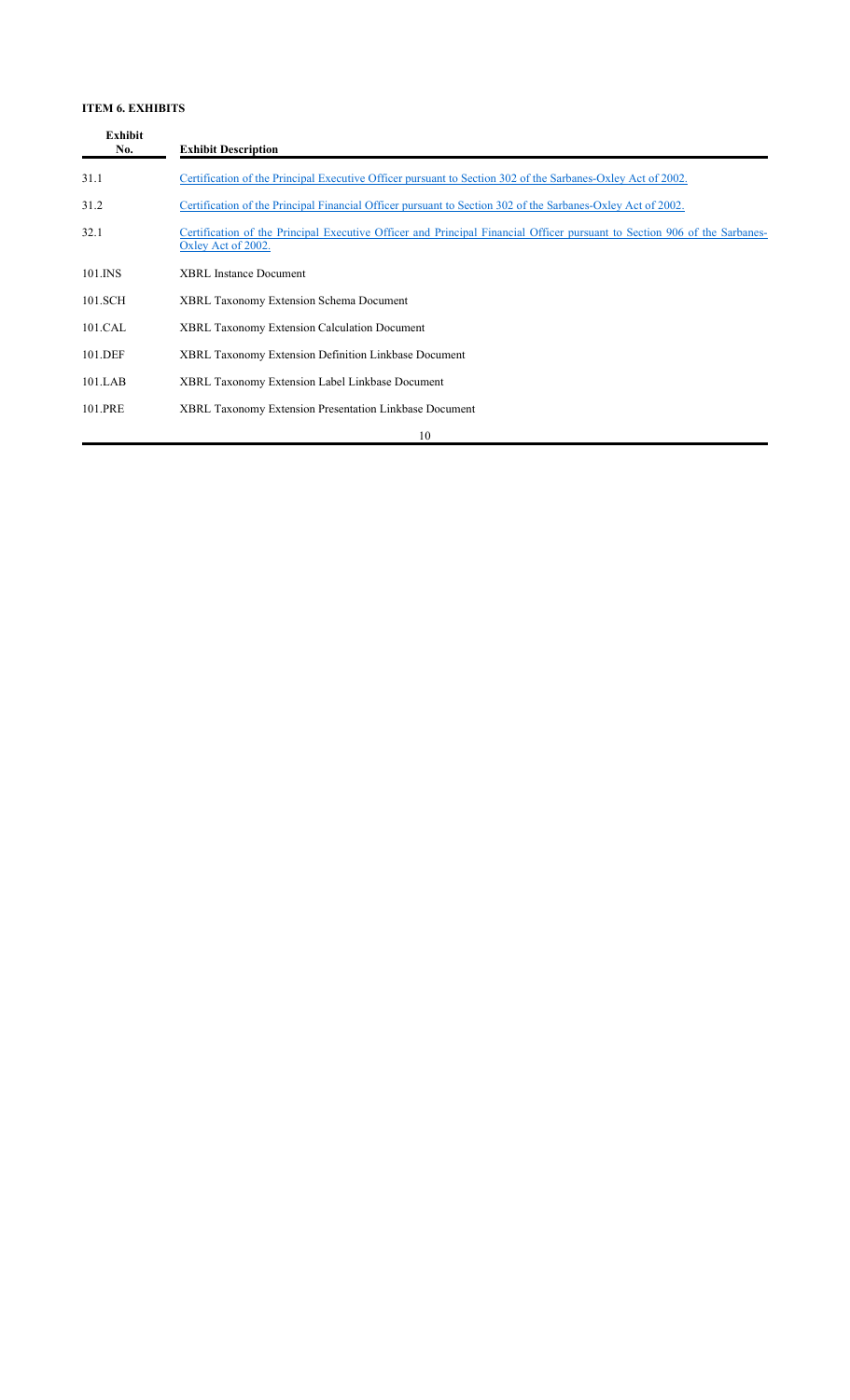**ITEM 6. EXHIBITS**

| Exhibit No. | Exhibit Description |
|---|---|
| 31.1 | Certification of the Principal Executive Officer pursuant to Section 302 of the Sarbanes-Oxley Act of 2002. |
| 31.2 | Certification of the Principal Financial Officer pursuant to Section 302 of the Sarbanes-Oxley Act of 2002. |
| 32.1 | Certification of the Principal Executive Officer and Principal Financial Officer pursuant to Section 906 of the Sarbanes-Oxley Act of 2002. |
| 101.INS | XBRL Instance Document |
| 101.SCH | XBRL Taxonomy Extension Schema Document |
| 101.CAL | XBRL Taxonomy Extension Calculation Document |
| 101.DEF | XBRL Taxonomy Extension Definition Linkbase Document |
| 101.LAB | XBRL Taxonomy Extension Label Linkbase Document |
| 101.PRE | XBRL Taxonomy Extension Presentation Linkbase Document |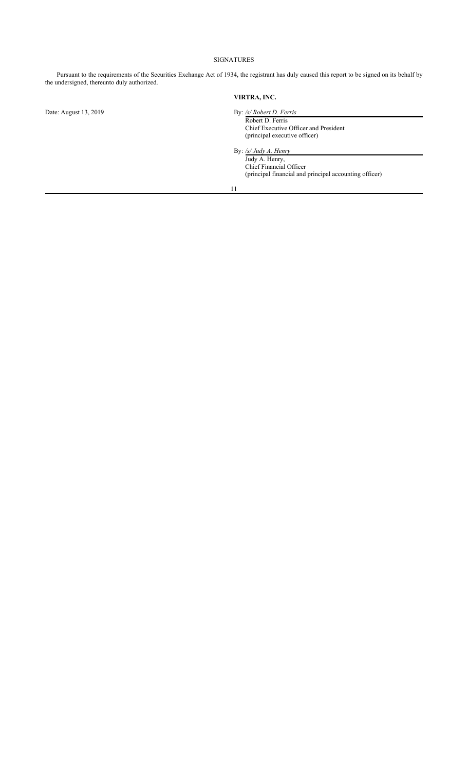## SIGNATURES

Pursuant to the requirements of the Securities Exchange Act of 1934, the registrant has duly caused this report to be signed on its behalf by the undersigned, thereunto duly authorized.

**VIRTRA, INC.**

Date: August 13, 2019

By: */s/ Robert D. Ferris*
Robert D. Ferris
Chief Executive Officer and President
(principal executive officer)

By: */s/ Judy A. Henry*
Judy A. Henry,
Chief Financial Officer
(principal financial and principal accounting officer)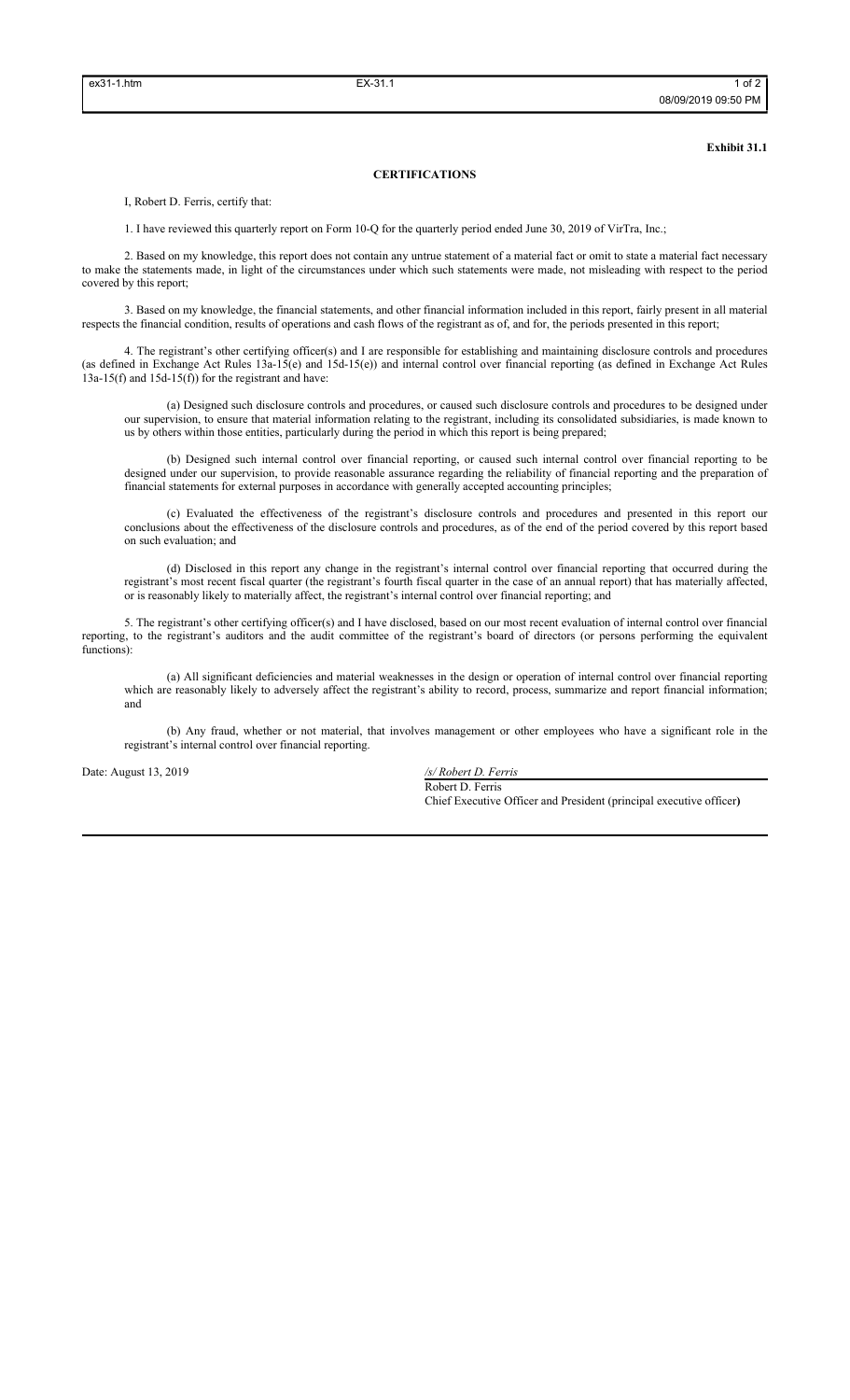**Exhibit 31.1**

**CERTIFICATIONS**

I, Robert D. Ferris, certify that:

1. I have reviewed this quarterly report on Form 10-Q for the quarterly period ended June 30, 2019 of VirTra, Inc.;

2. Based on my knowledge, this report does not contain any untrue statement of a material fact or omit to state a material fact necessary to make the statements made, in light of the circumstances under which such statements were made, not misleading with respect to the period covered by this report;

3. Based on my knowledge, the financial statements, and other financial information included in this report, fairly present in all material respects the financial condition, results of operations and cash flows of the registrant as of, and for, the periods presented in this report;

4. The registrant's other certifying officer(s) and I are responsible for establishing and maintaining disclosure controls and procedures (as defined in Exchange Act Rules 13a-15(e) and 15d-15(e)) and internal control over financial reporting (as defined in Exchange Act Rules 13a-15(f) and 15d-15(f)) for the registrant and have:

(a) Designed such disclosure controls and procedures, or caused such disclosure controls and procedures to be designed under our supervision, to ensure that material information relating to the registrant, including its consolidated subsidiaries, is made known to us by others within those entities, particularly during the period in which this report is being prepared;

(b) Designed such internal control over financial reporting, or caused such internal control over financial reporting to be designed under our supervision, to provide reasonable assurance regarding the reliability of financial reporting and the preparation of financial statements for external purposes in accordance with generally accepted accounting principles;

(c) Evaluated the effectiveness of the registrant's disclosure controls and procedures and presented in this report our conclusions about the effectiveness of the disclosure controls and procedures, as of the end of the period covered by this report based on such evaluation; and

(d) Disclosed in this report any change in the registrant's internal control over financial reporting that occurred during the registrant's most recent fiscal quarter (the registrant's fourth fiscal quarter in the case of an annual report) that has materially affected, or is reasonably likely to materially affect, the registrant's internal control over financial reporting; and

5. The registrant's other certifying officer(s) and I have disclosed, based on our most recent evaluation of internal control over financial reporting, to the registrant's auditors and the audit committee of the registrant's board of directors (or persons performing the equivalent functions):

(a) All significant deficiencies and material weaknesses in the design or operation of internal control over financial reporting which are reasonably likely to adversely affect the registrant's ability to record, process, summarize and report financial information; and

(b) Any fraud, whether or not material, that involves management or other employees who have a significant role in the registrant's internal control over financial reporting.

Date: August 13, 2019

*/s/ Robert D. Ferris*
Robert D. Ferris
Chief Executive Officer and President (principal executive officer**)**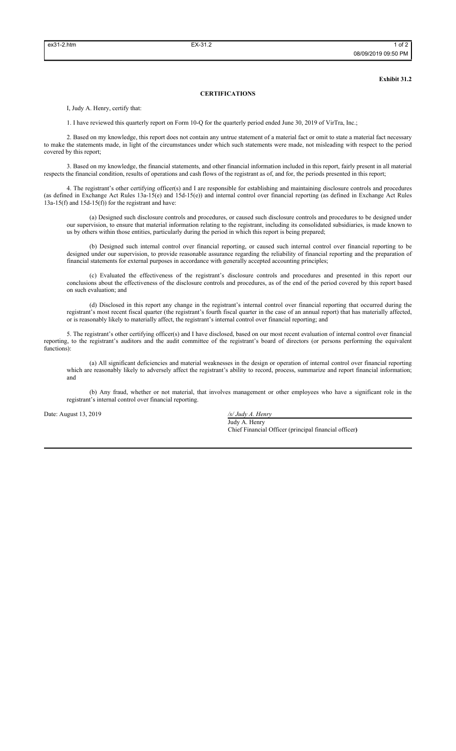**Exhibit 31.2**

**CERTIFICATIONS**

I, Judy A. Henry, certify that:

1. I have reviewed this quarterly report on Form 10-Q for the quarterly period ended June 30, 2019 of VirTra, Inc.;

2. Based on my knowledge, this report does not contain any untrue statement of a material fact or omit to state a material fact necessary to make the statements made, in light of the circumstances under which such statements were made, not misleading with respect to the period covered by this report;

3. Based on my knowledge, the financial statements, and other financial information included in this report, fairly present in all material respects the financial condition, results of operations and cash flows of the registrant as of, and for, the periods presented in this report;

4. The registrant's other certifying officer(s) and I are responsible for establishing and maintaining disclosure controls and procedures (as defined in Exchange Act Rules 13a-15(e) and 15d-15(e)) and internal control over financial reporting (as defined in Exchange Act Rules 13a-15(f) and 15d-15(f)) for the registrant and have:

(a) Designed such disclosure controls and procedures, or caused such disclosure controls and procedures to be designed under our supervision, to ensure that material information relating to the registrant, including its consolidated subsidiaries, is made known to us by others within those entities, particularly during the period in which this report is being prepared;

(b) Designed such internal control over financial reporting, or caused such internal control over financial reporting to be designed under our supervision, to provide reasonable assurance regarding the reliability of financial reporting and the preparation of financial statements for external purposes in accordance with generally accepted accounting principles;

(c) Evaluated the effectiveness of the registrant's disclosure controls and procedures and presented in this report our conclusions about the effectiveness of the disclosure controls and procedures, as of the end of the period covered by this report based on such evaluation; and

(d) Disclosed in this report any change in the registrant's internal control over financial reporting that occurred during the registrant's most recent fiscal quarter (the registrant's fourth fiscal quarter in the case of an annual report) that has materially affected, or is reasonably likely to materially affect, the registrant's internal control over financial reporting; and

5. The registrant's other certifying officer(s) and I have disclosed, based on our most recent evaluation of internal control over financial reporting, to the registrant's auditors and the audit committee of the registrant's board of directors (or persons performing the equivalent functions):

(a) All significant deficiencies and material weaknesses in the design or operation of internal control over financial reporting which are reasonably likely to adversely affect the registrant's ability to record, process, summarize and report financial information; and

(b) Any fraud, whether or not material, that involves management or other employees who have a significant role in the registrant's internal control over financial reporting.

Date: August 13, 2019

*/s/ Judy A. Henry*
Judy A. Henry
Chief Financial Officer (principal financial officer)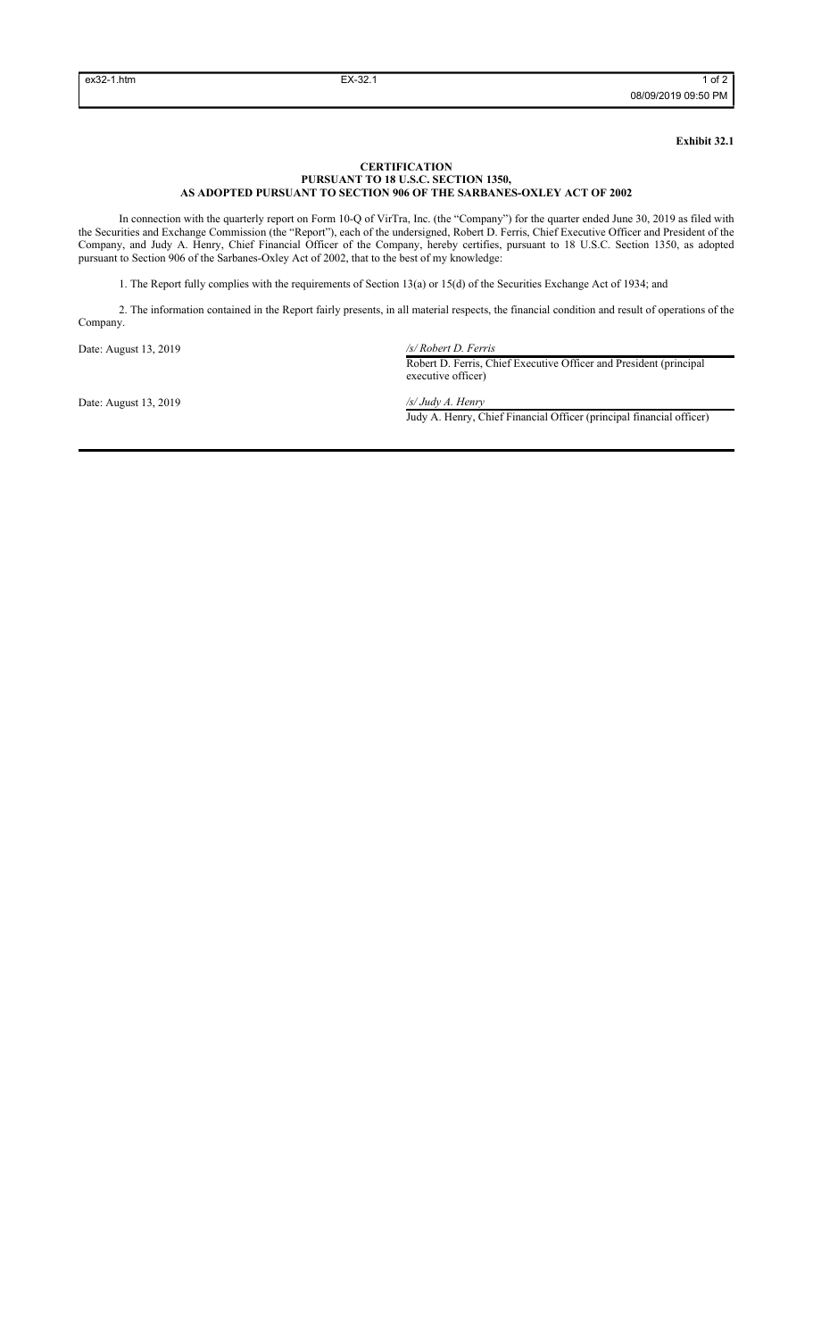**Exhibit 32.1**

**CERTIFICATION**
**PURSUANT TO 18 U.S.C. SECTION 1350,**
**AS ADOPTED PURSUANT TO SECTION 906 OF THE SARBANES-OXLEY ACT OF 2002**

In connection with the quarterly report on Form 10-Q of VirTra, Inc. (the "Company") for the quarter ended June 30, 2019 as filed with the Securities and Exchange Commission (the "Report"), each of the undersigned, Robert D. Ferris, Chief Executive Officer and President of the Company, and Judy A. Henry, Chief Financial Officer of the Company, hereby certifies, pursuant to 18 U.S.C. Section 1350, as adopted pursuant to Section 906 of the Sarbanes-Oxley Act of 2002, that to the best of my knowledge:

1. The Report fully complies with the requirements of Section 13(a) or 15(d) of the Securities Exchange Act of 1934; and

2. The information contained in the Report fairly presents, in all material respects, the financial condition and result of operations of the Company.

Date: August 13, 2019

*/s/ Robert D. Ferris*
Robert D. Ferris, Chief Executive Officer and President (principal executive officer)

Date: August 13, 2019

*/s/ Judy A. Henry*
Judy A. Henry, Chief Financial Officer (principal financial officer)